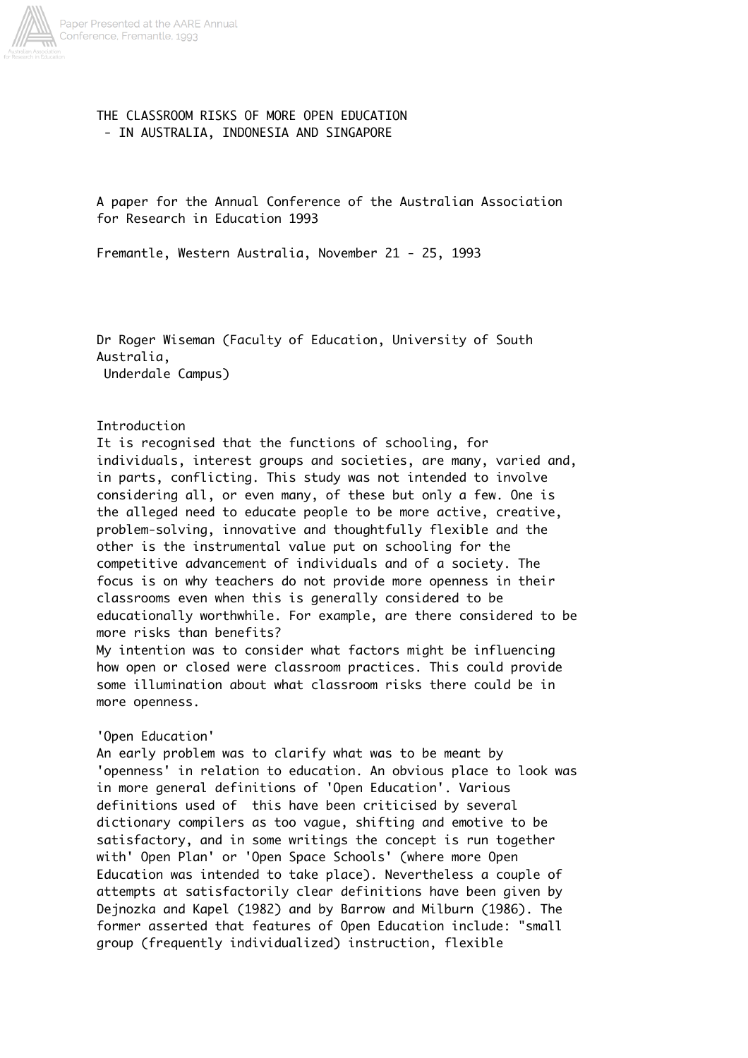# THE CLASSROOM RISKS OF MORE OPEN EDUCATION
## - IN AUSTRALIA, INDONESIA AND SINGAPORE

A paper for the Annual Conference of the Australian Association for Research in Education 1993

Fremantle, Western Australia, November 21 - 25, 1993

Dr Roger Wiseman (Faculty of Education, University of South Australia,
Underdale Campus)

## Introduction

It is recognised that the functions of schooling, for individuals, interest groups and societies, are many, varied and, in parts, conflicting. This study was not intended to involve considering all, or even many, of these but only a few. One is the alleged need to educate people to be more active, creative, problem-solving, innovative and thoughtfully flexible and the other is the instrumental value put on schooling for the competitive advancement of individuals and of a society. The focus is on why teachers do not provide more openness in their classrooms even when this is generally considered to be educationally worthwhile. For example, are there considered to be more risks than benefits?

My intention was to consider what factors might be influencing how open or closed were classroom practices. This could provide some illumination about what classroom risks there could be in more openness.

## 'Open Education'

An early problem was to clarify what was to be meant by 'openness' in relation to education. An obvious place to look was in more general definitions of 'Open Education'. Various definitions used of this have been criticised by several dictionary compilers as too vague, shifting and emotive to be satisfactory, and in some writings the concept is run together with' Open Plan' or 'Open Space Schools' (where more Open Education was intended to take place). Nevertheless a couple of attempts at satisfactorily clear definitions have been given by Dejnozka and Kapel (1982) and by Barrow and Milburn (1986). The former asserted that features of Open Education include: "small group (frequently individualized) instruction, flexible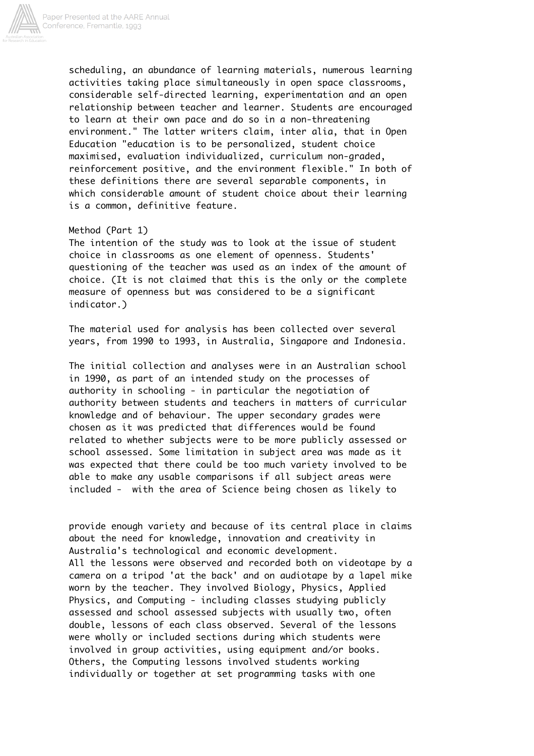scheduling, an abundance of learning materials, numerous learning activities taking place simultaneously in open space classrooms, considerable self-directed learning, experimentation and an open relationship between teacher and learner. Students are encouraged to learn at their own pace and do so in a non-threatening environment." The latter writers claim, inter alia, that in Open Education "education is to be personalized, student choice maximised, evaluation individualized, curriculum non-graded, reinforcement positive, and the environment flexible." In both of these definitions there are several separable components, in which considerable amount of student choice about their learning is a common, definitive feature.

## Method (Part 1)

The intention of the study was to look at the issue of student choice in classrooms as one element of openness. Students' questioning of the teacher was used as an index of the amount of choice. (It is not claimed that this is the only or the complete measure of openness but was considered to be a significant indicator.)

The material used for analysis has been collected over several years, from 1990 to 1993, in Australia, Singapore and Indonesia.

The initial collection and analyses were in an Australian school in 1990, as part of an intended study on the processes of authority in schooling - in particular the negotiation of authority between students and teachers in matters of curricular knowledge and of behaviour. The upper secondary grades were chosen as it was predicted that differences would be found related to whether subjects were to be more publicly assessed or school assessed. Some limitation in subject area was made as it was expected that there could be too much variety involved to be able to make any usable comparisons if all subject areas were included - with the area of Science being chosen as likely to provide enough variety and because of its central place in claims about the need for knowledge, innovation and creativity in Australia's technological and economic development.

All the lessons were observed and recorded both on videotape by a camera on a tripod 'at the back' and on audiotape by a lapel mike worn by the teacher. They involved Biology, Physics, Applied Physics, and Computing - including classes studying publicly assessed and school assessed subjects with usually two, often double, lessons of each class observed. Several of the lessons were wholly or included sections during which students were involved in group activities, using equipment and/or books. Others, the Computing lessons involved students working individually or together at set programming tasks with one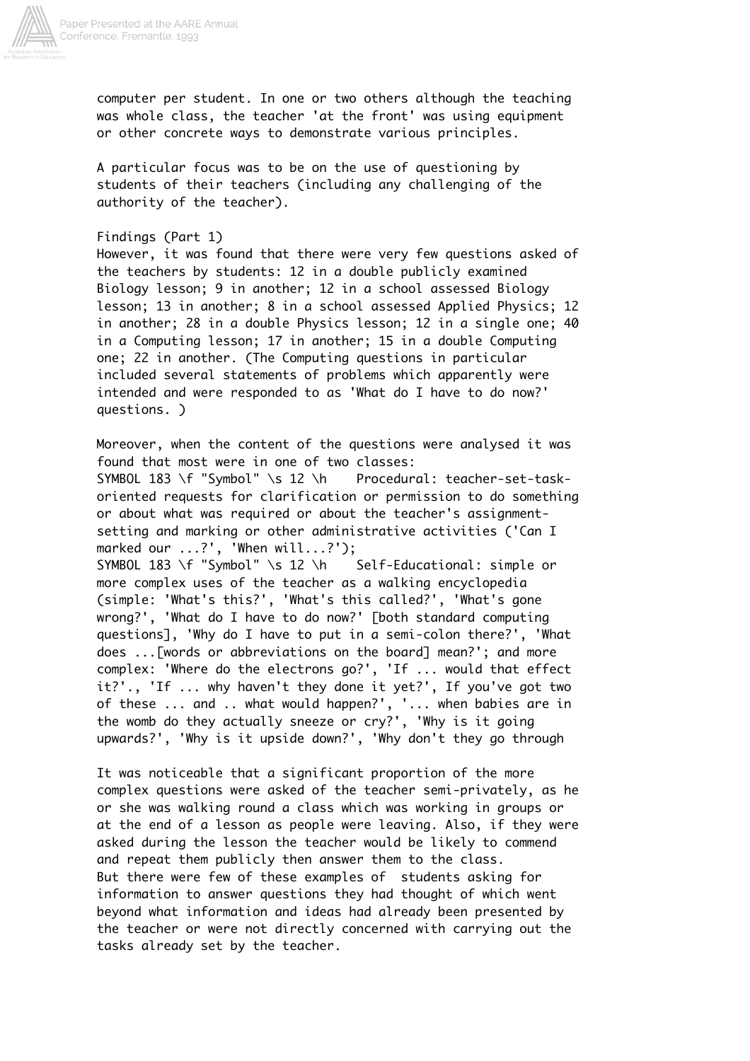computer per student. In one or two others although the teaching was whole class, the teacher 'at the front' was using equipment or other concrete ways to demonstrate various principles.

A particular focus was to be on the use of questioning by students of their teachers (including any challenging of the authority of the teacher).

Findings (Part 1)
However, it was found that there were very few questions asked of the teachers by students: 12 in a double publicly examined Biology lesson; 9 in another; 12 in a school assessed Biology lesson; 13 in another; 8 in a school assessed Applied Physics; 12 in another; 28 in a double Physics lesson; 12 in a single one; 40 in a Computing lesson; 17 in another; 15 in a double Computing one; 22 in another. (The Computing questions in particular included several statements of problems which apparently were intended and were responded to as 'What do I have to do now?' questions. )

Moreover, when the content of the questions were analysed it was found that most were in one of two classes:

- Procedural: teacher-set-task-oriented requests for clarification or permission to do something or about what was required or about the teacher's assignment-setting and marking or other administrative activities ('Can I marked our ...?', 'When will...?');
- Self-Educational: simple or more complex uses of the teacher as a walking encyclopedia (simple: 'What's this?', 'What's this called?', 'What's gone wrong?', 'What do I have to do now?' [both standard computing questions], 'Why do I have to put in a semi-colon there?', 'What does ...[words or abbreviations on the board] mean?'; and more complex: 'Where do the electrons go?', 'If ... would that effect it?'., 'If ... why haven't they done it yet?', If you've got two of these ... and .. what would happen?', '... when babies are in the womb do they actually sneeze or cry?', 'Why is it going upwards?', 'Why is it upside down?', 'Why don't they go through

It was noticeable that a significant proportion of the more complex questions were asked of the teacher semi-privately, as he or she was walking round a class which was working in groups or at the end of a lesson as people were leaving. Also, if they were asked during the lesson the teacher would be likely to commend and repeat them publicly then answer them to the class.
But there were few of these examples of students asking for information to answer questions they had thought of which went beyond what information and ideas had already been presented by the teacher or were not directly concerned with carrying out the tasks already set by the teacher.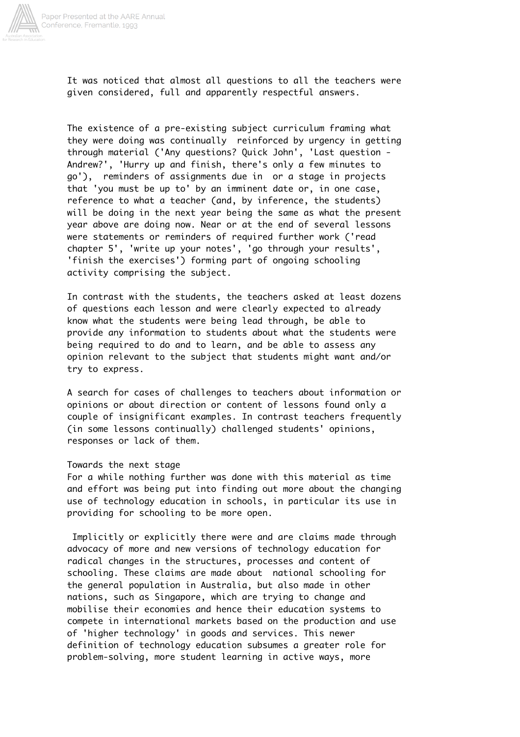It was noticed that almost all questions to all the teachers were given considered, full and apparently respectful answers.

The existence of a pre-existing subject curriculum framing what they were doing was continually reinforced by urgency in getting through material ('Any questions? Quick John', 'Last question - Andrew?', 'Hurry up and finish, there's only a few minutes to go'), reminders of assignments due in or a stage in projects that 'you must be up to' by an imminent date or, in one case, reference to what a teacher (and, by inference, the students) will be doing in the next year being the same as what the present year above are doing now. Near or at the end of several lessons were statements or reminders of required further work ('read chapter 5', 'write up your notes', 'go through your results', 'finish the exercises') forming part of ongoing schooling activity comprising the subject.

In contrast with the students, the teachers asked at least dozens of questions each lesson and were clearly expected to already know what the students were being lead through, be able to provide any information to students about what the students were being required to do and to learn, and be able to assess any opinion relevant to the subject that students might want and/or try to express.

A search for cases of challenges to teachers about information or opinions or about direction or content of lessons found only a couple of insignificant examples. In contrast teachers frequently (in some lessons continually) challenged students' opinions, responses or lack of them.

Towards the next stage

For a while nothing further was done with this material as time and effort was being put into finding out more about the changing use of technology education in schools, in particular its use in providing for schooling to be more open.

Implicitly or explicitly there were and are claims made through advocacy of more and new versions of technology education for radical changes in the structures, processes and content of schooling. These claims are made about national schooling for the general population in Australia, but also made in other nations, such as Singapore, which are trying to change and mobilise their economies and hence their education systems to compete in international markets based on the production and use of 'higher technology' in goods and services. This newer definition of technology education subsumes a greater role for problem-solving, more student learning in active ways, more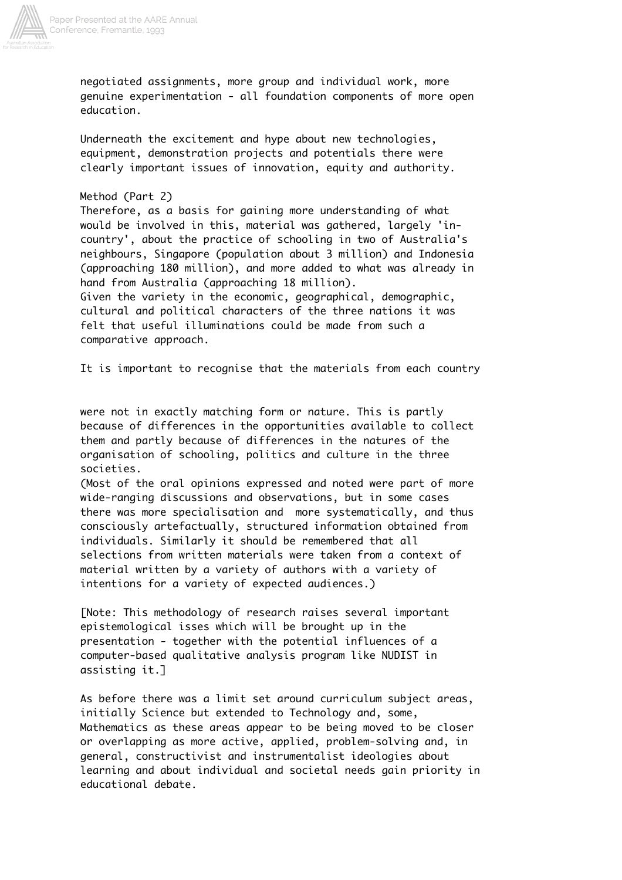negotiated assignments, more group and individual work, more genuine experimentation - all foundation components of more open education.

Underneath the excitement and hype about new technologies, equipment, demonstration projects and potentials there were clearly important issues of innovation, equity and authority.

Method (Part 2)

Therefore, as a basis for gaining more understanding of what would be involved in this, material was gathered, largely 'in-country', about the practice of schooling in two of Australia's neighbours, Singapore (population about 3 million) and Indonesia (approaching 180 million), and more added to what was already in hand from Australia (approaching 18 million).
Given the variety in the economic, geographical, demographic, cultural and political characters of the three nations it was felt that useful illuminations could be made from such a comparative approach.

It is important to recognise that the materials from each country were not in exactly matching form or nature. This is partly because of differences in the opportunities available to collect them and partly because of differences in the natures of the organisation of schooling, politics and culture in the three societies.
(Most of the oral opinions expressed and noted were part of more wide-ranging discussions and observations, but in some cases there was more specialisation and more systematically, and thus consciously artefactually, structured information obtained from individuals. Similarly it should be remembered that all selections from written materials were taken from a context of material written by a variety of authors with a variety of intentions for a variety of expected audiences.)

[Note: This methodology of research raises several important epistemological isses which will be brought up in the presentation - together with the potential influences of a computer-based qualitative analysis program like NUDIST in assisting it.]

As before there was a limit set around curriculum subject areas, initially Science but extended to Technology and, some, Mathematics as these areas appear to be being moved to be closer or overlapping as more active, applied, problem-solving and, in general, constructivist and instrumentalist ideologies about learning and about individual and societal needs gain priority in educational debate.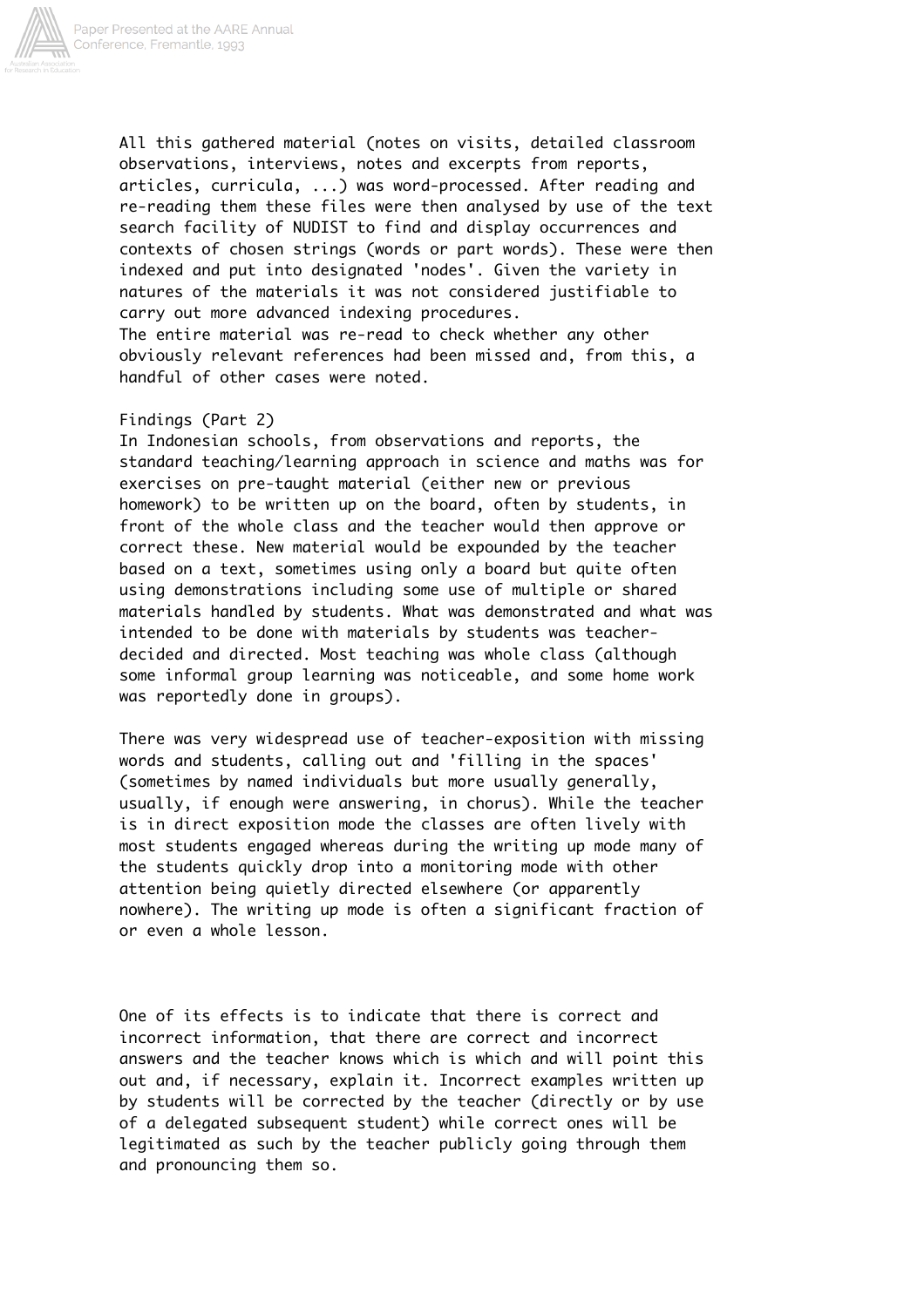All this gathered material (notes on visits, detailed classroom observations, interviews, notes and excerpts from reports, articles, curricula, ...) was word-processed. After reading and re-reading them these files were then analysed by use of the text search facility of NUDIST to find and display occurrences and contexts of chosen strings (words or part words). These were then indexed and put into designated 'nodes'. Given the variety in natures of the materials it was not considered justifiable to carry out more advanced indexing procedures.
The entire material was re-read to check whether any other obviously relevant references had been missed and, from this, a handful of other cases were noted.

## Findings (Part 2)

In Indonesian schools, from observations and reports, the standard teaching/learning approach in science and maths was for exercises on pre-taught material (either new or previous homework) to be written up on the board, often by students, in front of the whole class and the teacher would then approve or correct these. New material would be expounded by the teacher based on a text, sometimes using only a board but quite often using demonstrations including some use of multiple or shared materials handled by students. What was demonstrated and what was intended to be done with materials by students was teacher-decided and directed. Most teaching was whole class (although some informal group learning was noticeable, and some home work was reportedly done in groups).

There was very widespread use of teacher-exposition with missing words and students, calling out and 'filling in the spaces' (sometimes by named individuals but more usually generally, usually, if enough were answering, in chorus). While the teacher is in direct exposition mode the classes are often lively with most students engaged whereas during the writing up mode many of the students quickly drop into a monitoring mode with other attention being quietly directed elsewhere (or apparently nowhere). The writing up mode is often a significant fraction of or even a whole lesson.

One of its effects is to indicate that there is correct and incorrect information, that there are correct and incorrect answers and the teacher knows which is which and will point this out and, if necessary, explain it. Incorrect examples written up by students will be corrected by the teacher (directly or by use of a delegated subsequent student) while correct ones will be legitimated as such by the teacher publicly going through them and pronouncing them so.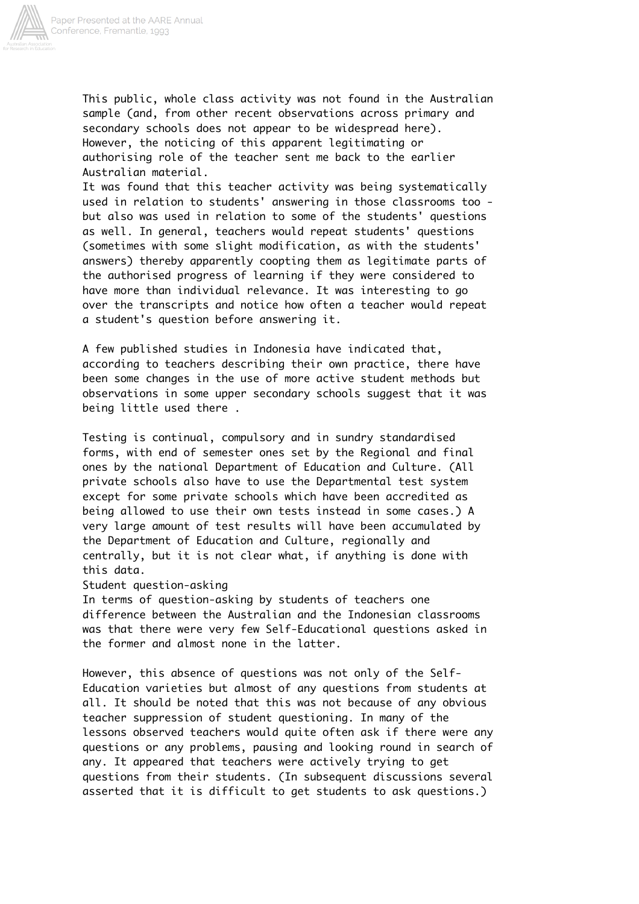This public, whole class activity was not found in the Australian sample (and, from other recent observations across primary and secondary schools does not appear to be widespread here). However, the noticing of this apparent legitimating or authorising role of the teacher sent me back to the earlier Australian material.

It was found that this teacher activity was being systematically used in relation to students' answering in those classrooms too - but also was used in relation to some of the students' questions as well. In general, teachers would repeat students' questions (sometimes with some slight modification, as with the students' answers) thereby apparently coopting them as legitimate parts of the authorised progress of learning if they were considered to have more than individual relevance. It was interesting to go over the transcripts and notice how often a teacher would repeat a student's question before answering it.

A few published studies in Indonesia have indicated that, according to teachers describing their own practice, there have been some changes in the use of more active student methods but observations in some upper secondary schools suggest that it was being little used there .

Testing is continual, compulsory and in sundry standardised forms, with end of semester ones set by the Regional and final ones by the national Department of Education and Culture. (All private schools also have to use the Departmental test system except for some private schools which have been accredited as being allowed to use their own tests instead in some cases.) A very large amount of test results will have been accumulated by the Department of Education and Culture, regionally and centrally, but it is not clear what, if anything is done with this data.

### Student question-asking

In terms of question-asking by students of teachers one difference between the Australian and the Indonesian classrooms was that there were very few Self-Educational questions asked in the former and almost none in the latter.

However, this absence of questions was not only of the Self-Education varieties but almost of any questions from students at all. It should be noted that this was not because of any obvious teacher suppression of student questioning. In many of the lessons observed teachers would quite often ask if there were any questions or any problems, pausing and looking round in search of any. It appeared that teachers were actively trying to get questions from their students. (In subsequent discussions several asserted that it is difficult to get students to ask questions.)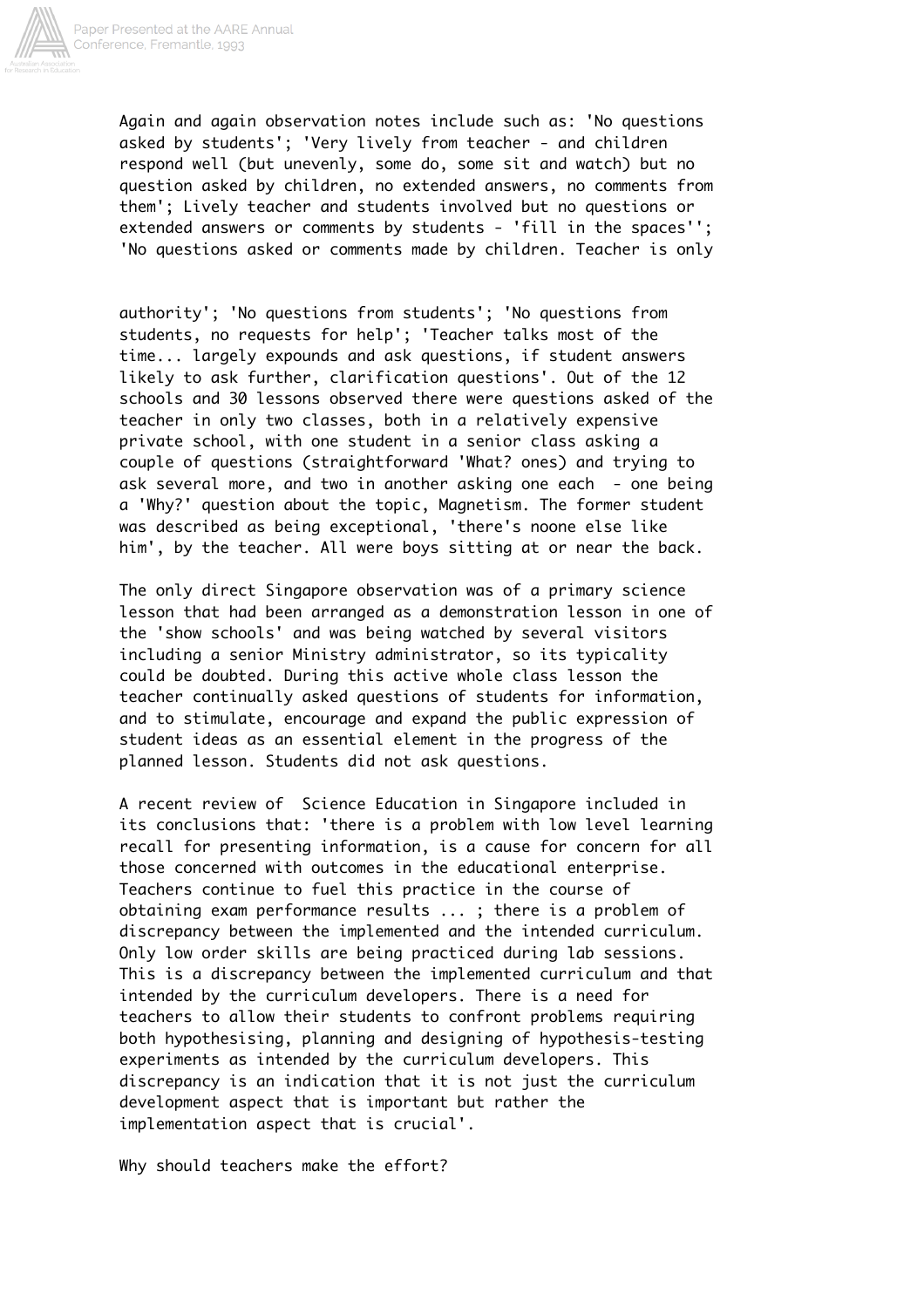Again and again observation notes include such as: 'No questions asked by students'; 'Very lively from teacher - and children respond well (but unevenly, some do, some sit and watch) but no question asked by children, no extended answers, no comments from them'; Lively teacher and students involved but no questions or extended answers or comments by students - 'fill in the spaces''; 'No questions asked or comments made by children. Teacher is only authority'; 'No questions from students'; 'No questions from students, no requests for help'; 'Teacher talks most of the time... largely expounds and ask questions, if student answers likely to ask further, clarification questions'. Out of the 12 schools and 30 lessons observed there were questions asked of the teacher in only two classes, both in a relatively expensive private school, with one student in a senior class asking a couple of questions (straightforward 'What? ones) and trying to ask several more, and two in another asking one each - one being a 'Why?' question about the topic, Magnetism. The former student was described as being exceptional, 'there's noone else like him', by the teacher. All were boys sitting at or near the back.

The only direct Singapore observation was of a primary science lesson that had been arranged as a demonstration lesson in one of the 'show schools' and was being watched by several visitors including a senior Ministry administrator, so its typicality could be doubted. During this active whole class lesson the teacher continually asked questions of students for information, and to stimulate, encourage and expand the public expression of student ideas as an essential element in the progress of the planned lesson. Students did not ask questions.

A recent review of Science Education in Singapore included in its conclusions that: 'there is a problem with low level learning recall for presenting information, is a cause for concern for all those concerned with outcomes in the educational enterprise. Teachers continue to fuel this practice in the course of obtaining exam performance results ... ; there is a problem of discrepancy between the implemented and the intended curriculum. Only low order skills are being practiced during lab sessions. This is a discrepancy between the implemented curriculum and that intended by the curriculum developers. There is a need for teachers to allow their students to confront problems requiring both hypothesising, planning and designing of hypothesis-testing experiments as intended by the curriculum developers. This discrepancy is an indication that it is not just the curriculum development aspect that is important but rather the implementation aspect that is crucial'.

Why should teachers make the effort?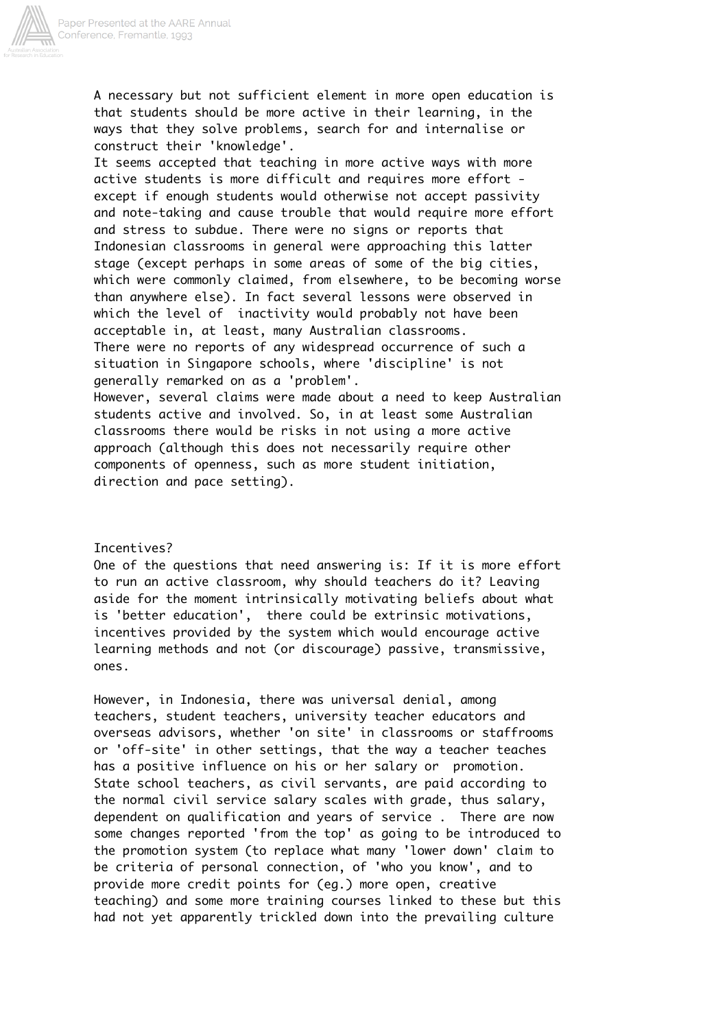A necessary but not sufficient element in more open education is that students should be more active in their learning, in the ways that they solve problems, search for and internalise or construct their 'knowledge'.

It seems accepted that teaching in more active ways with more active students is more difficult and requires more effort - except if enough students would otherwise not accept passivity and note-taking and cause trouble that would require more effort and stress to subdue. There were no signs or reports that Indonesian classrooms in general were approaching this latter stage (except perhaps in some areas of some of the big cities, which were commonly claimed, from elsewhere, to be becoming worse than anywhere else). In fact several lessons were observed in which the level of inactivity would probably not have been acceptable in, at least, many Australian classrooms.

There were no reports of any widespread occurrence of such a situation in Singapore schools, where 'discipline' is not generally remarked on as a 'problem'.

However, several claims were made about a need to keep Australian students active and involved. So, in at least some Australian classrooms there would be risks in not using a more active approach (although this does not necessarily require other components of openness, such as more student initiation, direction and pace setting).

## Incentives?

One of the questions that need answering is: If it is more effort to run an active classroom, why should teachers do it? Leaving aside for the moment intrinsically motivating beliefs about what is 'better education', there could be extrinsic motivations, incentives provided by the system which would encourage active learning methods and not (or discourage) passive, transmissive, ones.

However, in Indonesia, there was universal denial, among teachers, student teachers, university teacher educators and overseas advisors, whether 'on site' in classrooms or staffrooms or 'off-site' in other settings, that the way a teacher teaches has a positive influence on his or her salary or promotion. State school teachers, as civil servants, are paid according to the normal civil service salary scales with grade, thus salary, dependent on qualification and years of service . There are now some changes reported 'from the top' as going to be introduced to the promotion system (to replace what many 'lower down' claim to be criteria of personal connection, of 'who you know', and to provide more credit points for (eg.) more open, creative teaching) and some more training courses linked to these but this had not yet apparently trickled down into the prevailing culture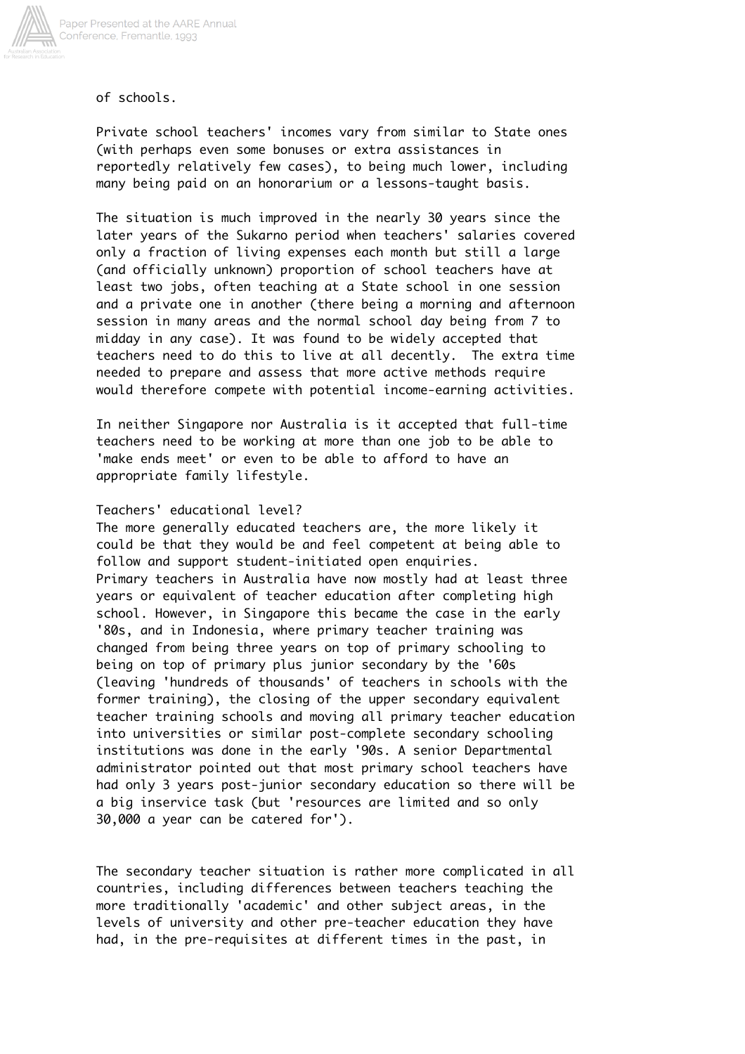of schools.

Private school teachers' incomes vary from similar to State ones (with perhaps even some bonuses or extra assistances in reportedly relatively few cases), to being much lower, including many being paid on an honorarium or a lessons-taught basis.

The situation is much improved in the nearly 30 years since the later years of the Sukarno period when teachers' salaries covered only a fraction of living expenses each month but still a large (and officially unknown) proportion of school teachers have at least two jobs, often teaching at a State school in one session and a private one in another (there being a morning and afternoon session in many areas and the normal school day being from 7 to midday in any case). It was found to be widely accepted that teachers need to do this to live at all decently. The extra time needed to prepare and assess that more active methods require would therefore compete with potential income-earning activities.

In neither Singapore nor Australia is it accepted that full-time teachers need to be working at more than one job to be able to 'make ends meet' or even to be able to afford to have an appropriate family lifestyle.

### Teachers' educational level?

The more generally educated teachers are, the more likely it could be that they would be and feel competent at being able to follow and support student-initiated open enquiries.
Primary teachers in Australia have now mostly had at least three years or equivalent of teacher education after completing high school. However, in Singapore this became the case in the early '80s, and in Indonesia, where primary teacher training was changed from being three years on top of primary schooling to being on top of primary plus junior secondary by the '60s (leaving 'hundreds of thousands' of teachers in schools with the former training), the closing of the upper secondary equivalent teacher training schools and moving all primary teacher education into universities or similar post-complete secondary schooling institutions was done in the early '90s. A senior Departmental administrator pointed out that most primary school teachers have had only 3 years post-junior secondary education so there will be a big inservice task (but 'resources are limited and so only 30,000 a year can be catered for').

The secondary teacher situation is rather more complicated in all countries, including differences between teachers teaching the more traditionally 'academic' and other subject areas, in the levels of university and other pre-teacher education they have had, in the pre-requisites at different times in the past, in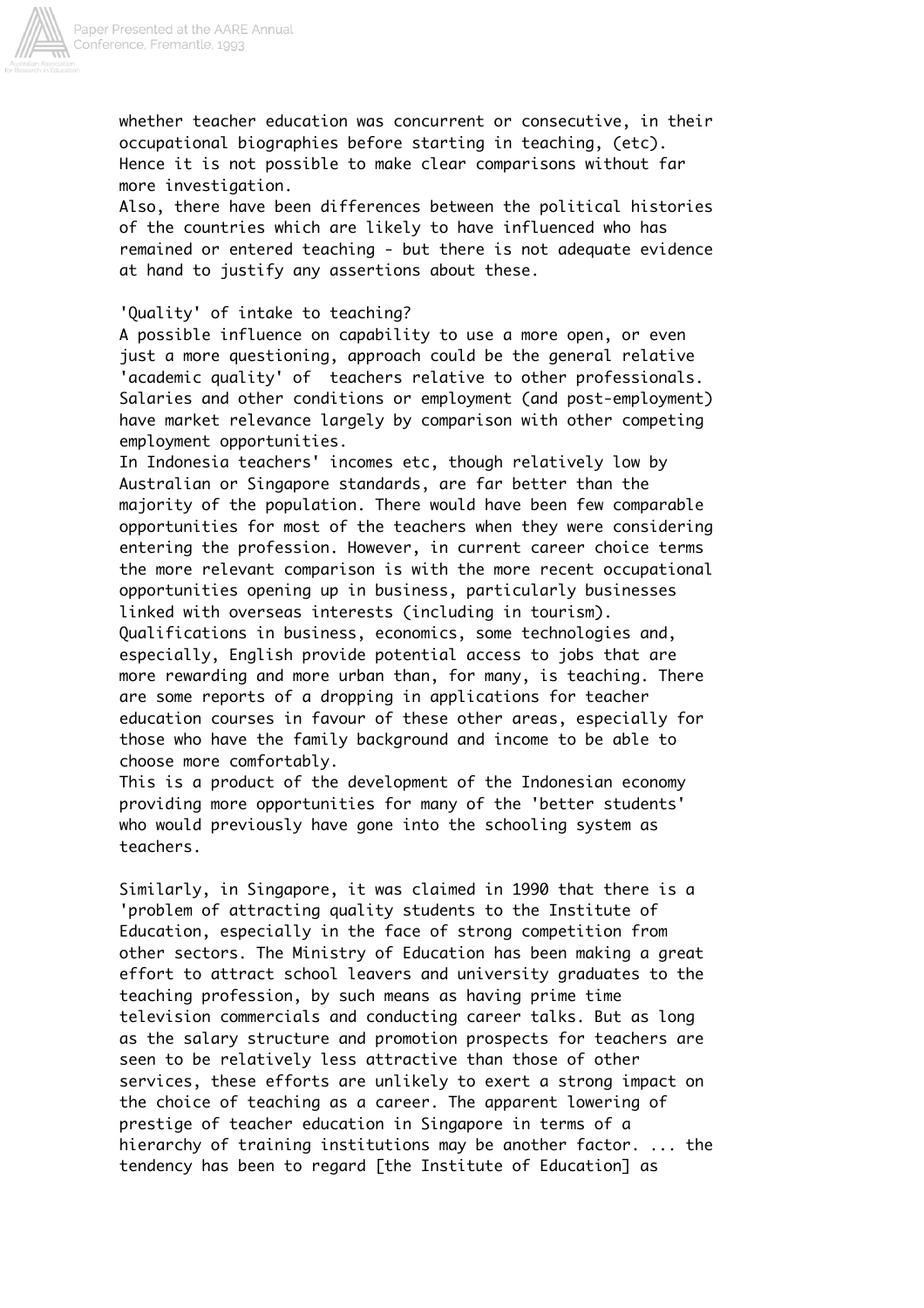whether teacher education was concurrent or consecutive, in their occupational biographies before starting in teaching, (etc). Hence it is not possible to make clear comparisons without far more investigation.
Also, there have been differences between the political histories of the countries which are likely to have influenced who has remained or entered teaching - but there is not adequate evidence at hand to justify any assertions about these.

'Quality' of intake to teaching?
A possible influence on capability to use a more open, or even just a more questioning, approach could be the general relative 'academic quality' of teachers relative to other professionals. Salaries and other conditions or employment (and post-employment) have market relevance largely by comparison with other competing employment opportunities.
In Indonesia teachers' incomes etc, though relatively low by Australian or Singapore standards, are far better than the majority of the population. There would have been few comparable opportunities for most of the teachers when they were considering entering the profession. However, in current career choice terms the more relevant comparison is with the more recent occupational opportunities opening up in business, particularly businesses linked with overseas interests (including in tourism). Qualifications in business, economics, some technologies and, especially, English provide potential access to jobs that are more rewarding and more urban than, for many, is teaching. There are some reports of a dropping in applications for teacher education courses in favour of these other areas, especially for those who have the family background and income to be able to choose more comfortably.
This is a product of the development of the Indonesian economy providing more opportunities for many of the 'better students' who would previously have gone into the schooling system as teachers.

Similarly, in Singapore, it was claimed in 1990 that there is a 'problem of attracting quality students to the Institute of Education, especially in the face of strong competition from other sectors. The Ministry of Education has been making a great effort to attract school leavers and university graduates to the teaching profession, by such means as having prime time television commercials and conducting career talks. But as long as the salary structure and promotion prospects for teachers are seen to be relatively less attractive than those of other services, these efforts are unlikely to exert a strong impact on the choice of teaching as a career. The apparent lowering of prestige of teacher education in Singapore in terms of a hierarchy of training institutions may be another factor. ... the tendency has been to regard [the Institute of Education] as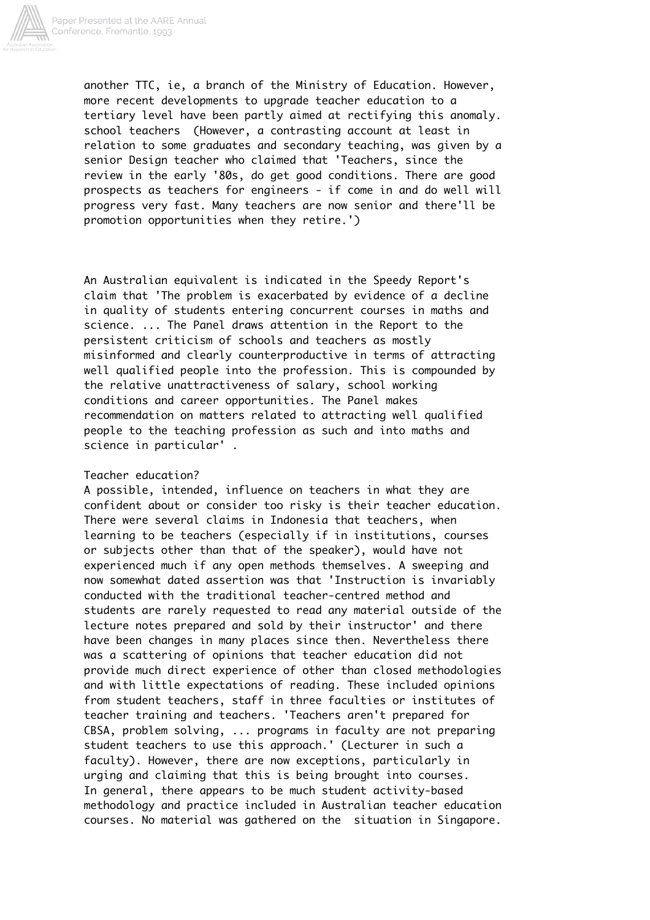another TTC, ie, a branch of the Ministry of Education. However, more recent developments to upgrade teacher education to a tertiary level have been partly aimed at rectifying this anomaly. school teachers (However, a contrasting account at least in relation to some graduates and secondary teaching, was given by a senior Design teacher who claimed that 'Teachers, since the review in the early '80s, do get good conditions. There are good prospects as teachers for engineers - if come in and do well will progress very fast. Many teachers are now senior and there'll be promotion opportunities when they retire.')

An Australian equivalent is indicated in the Speedy Report's claim that 'The problem is exacerbated by evidence of a decline in quality of students entering concurrent courses in maths and science. ... The Panel draws attention in the Report to the persistent criticism of schools and teachers as mostly misinformed and clearly counterproductive in terms of attracting well qualified people into the profession. This is compounded by the relative unattractiveness of salary, school working conditions and career opportunities. The Panel makes recommendation on matters related to attracting well qualified people to the teaching profession as such and into maths and science in particular' .

Teacher education?

A possible, intended, influence on teachers in what they are confident about or consider too risky is their teacher education. There were several claims in Indonesia that teachers, when learning to be teachers (especially if in institutions, courses or subjects other than that of the speaker), would have not experienced much if any open methods themselves. A sweeping and now somewhat dated assertion was that 'Instruction is invariably conducted with the traditional teacher-centred method and students are rarely requested to read any material outside of the lecture notes prepared and sold by their instructor' and there have been changes in many places since then. Nevertheless there was a scattering of opinions that teacher education did not provide much direct experience of other than closed methodologies and with little expectations of reading. These included opinions from student teachers, staff in three faculties or institutes of teacher training and teachers. 'Teachers aren't prepared for CBSA, problem solving, ... programs in faculty are not preparing student teachers to use this approach.' (Lecturer in such a faculty). However, there are now exceptions, particularly in urging and claiming that this is being brought into courses. In general, there appears to be much student activity-based methodology and practice included in Australian teacher education courses. No material was gathered on the situation in Singapore.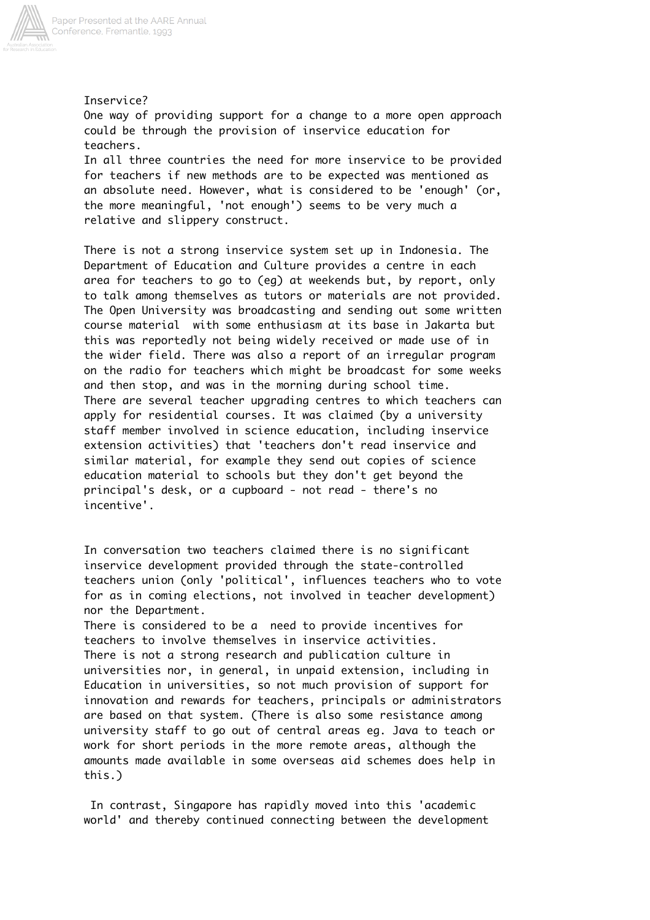Inservice?

One way of providing support for a change to a more open approach could be through the provision of inservice education for teachers.

In all three countries the need for more inservice to be provided for teachers if new methods are to be expected was mentioned as an absolute need. However, what is considered to be 'enough' (or, the more meaningful, 'not enough') seems to be very much a relative and slippery construct.

There is not a strong inservice system set up in Indonesia. The Department of Education and Culture provides a centre in each area for teachers to go to (eg) at weekends but, by report, only to talk among themselves as tutors or materials are not provided. The Open University was broadcasting and sending out some written course material with some enthusiasm at its base in Jakarta but this was reportedly not being widely received or made use of in the wider field. There was also a report of an irregular program on the radio for teachers which might be broadcast for some weeks and then stop, and was in the morning during school time.

There are several teacher upgrading centres to which teachers can apply for residential courses. It was claimed (by a university staff member involved in science education, including inservice extension activities) that 'teachers don't read inservice and similar material, for example they send out copies of science education material to schools but they don't get beyond the principal's desk, or a cupboard - not read - there's no incentive'.

In conversation two teachers claimed there is no significant inservice development provided through the state-controlled teachers union (only 'political', influences teachers who to vote for as in coming elections, not involved in teacher development) nor the Department.

There is considered to be a need to provide incentives for teachers to involve themselves in inservice activities.

There is not a strong research and publication culture in universities nor, in general, in unpaid extension, including in Education in universities, so not much provision of support for innovation and rewards for teachers, principals or administrators are based on that system. (There is also some resistance among university staff to go out of central areas eg. Java to teach or work for short periods in the more remote areas, although the amounts made available in some overseas aid schemes does help in this.)

In contrast, Singapore has rapidly moved into this 'academic world' and thereby continued connecting between the development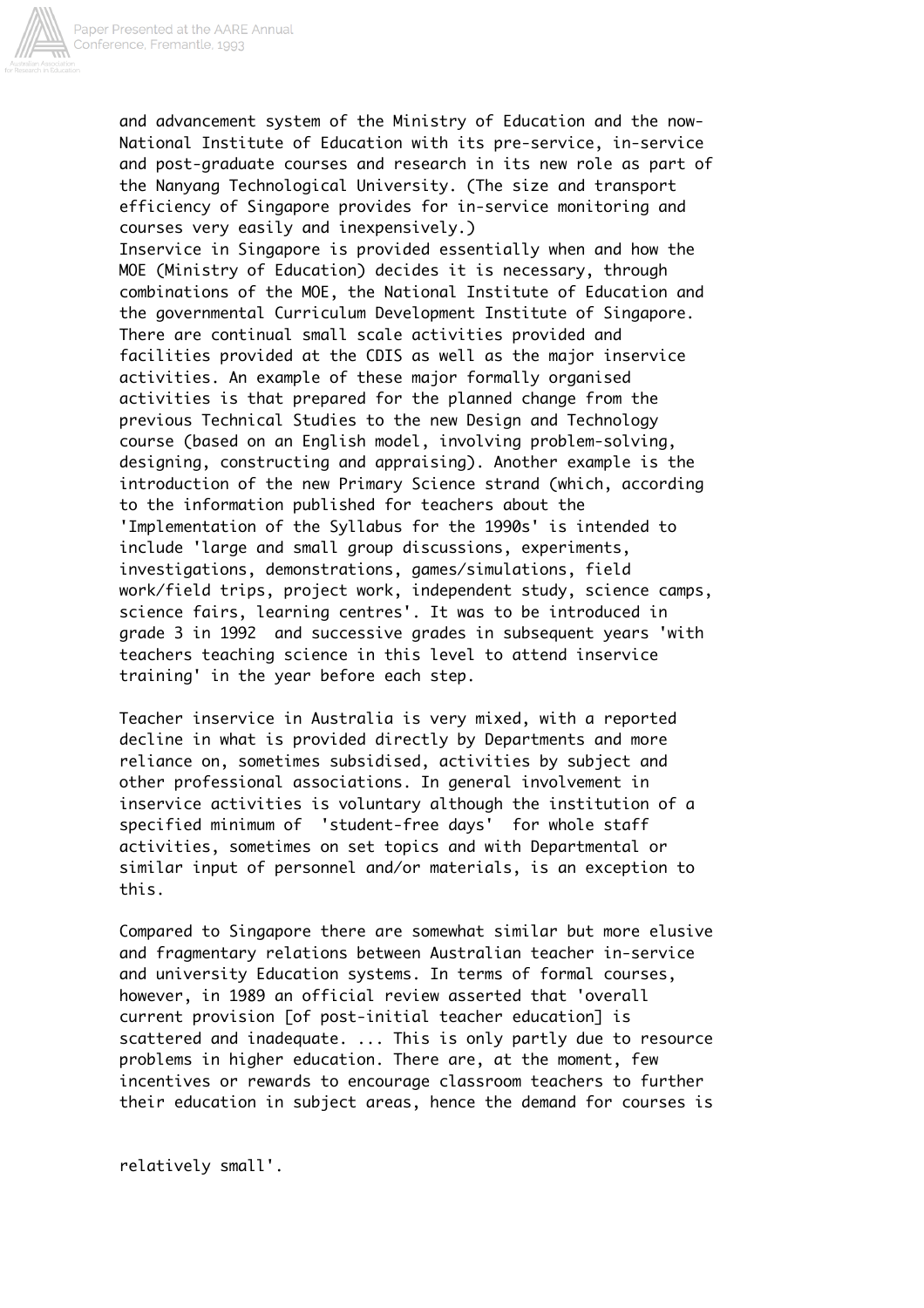and advancement system of the Ministry of Education and the now-National Institute of Education with its pre-service, in-service and post-graduate courses and research in its new role as part of the Nanyang Technological University. (The size and transport efficiency of Singapore provides for in-service monitoring and courses very easily and inexpensively.)

Inservice in Singapore is provided essentially when and how the MOE (Ministry of Education) decides it is necessary, through combinations of the MOE, the National Institute of Education and the governmental Curriculum Development Institute of Singapore. There are continual small scale activities provided and facilities provided at the CDIS as well as the major inservice activities. An example of these major formally organised activities is that prepared for the planned change from the previous Technical Studies to the new Design and Technology course (based on an English model, involving problem-solving, designing, constructing and appraising). Another example is the introduction of the new Primary Science strand (which, according to the information published for teachers about the 'Implementation of the Syllabus for the 1990s' is intended to include 'large and small group discussions, experiments, investigations, demonstrations, games/simulations, field work/field trips, project work, independent study, science camps, science fairs, learning centres'. It was to be introduced in grade 3 in 1992 and successive grades in subsequent years 'with teachers teaching science in this level to attend inservice training' in the year before each step.

Teacher inservice in Australia is very mixed, with a reported decline in what is provided directly by Departments and more reliance on, sometimes subsidised, activities by subject and other professional associations. In general involvement in inservice activities is voluntary although the institution of a specified minimum of 'student-free days' for whole staff activities, sometimes on set topics and with Departmental or similar input of personnel and/or materials, is an exception to this.

Compared to Singapore there are somewhat similar but more elusive and fragmentary relations between Australian teacher in-service and university Education systems. In terms of formal courses, however, in 1989 an official review asserted that 'overall current provision [of post-initial teacher education] is scattered and inadequate. ... This is only partly due to resource problems in higher education. There are, at the moment, few incentives or rewards to encourage classroom teachers to further their education in subject areas, hence the demand for courses is relatively small'.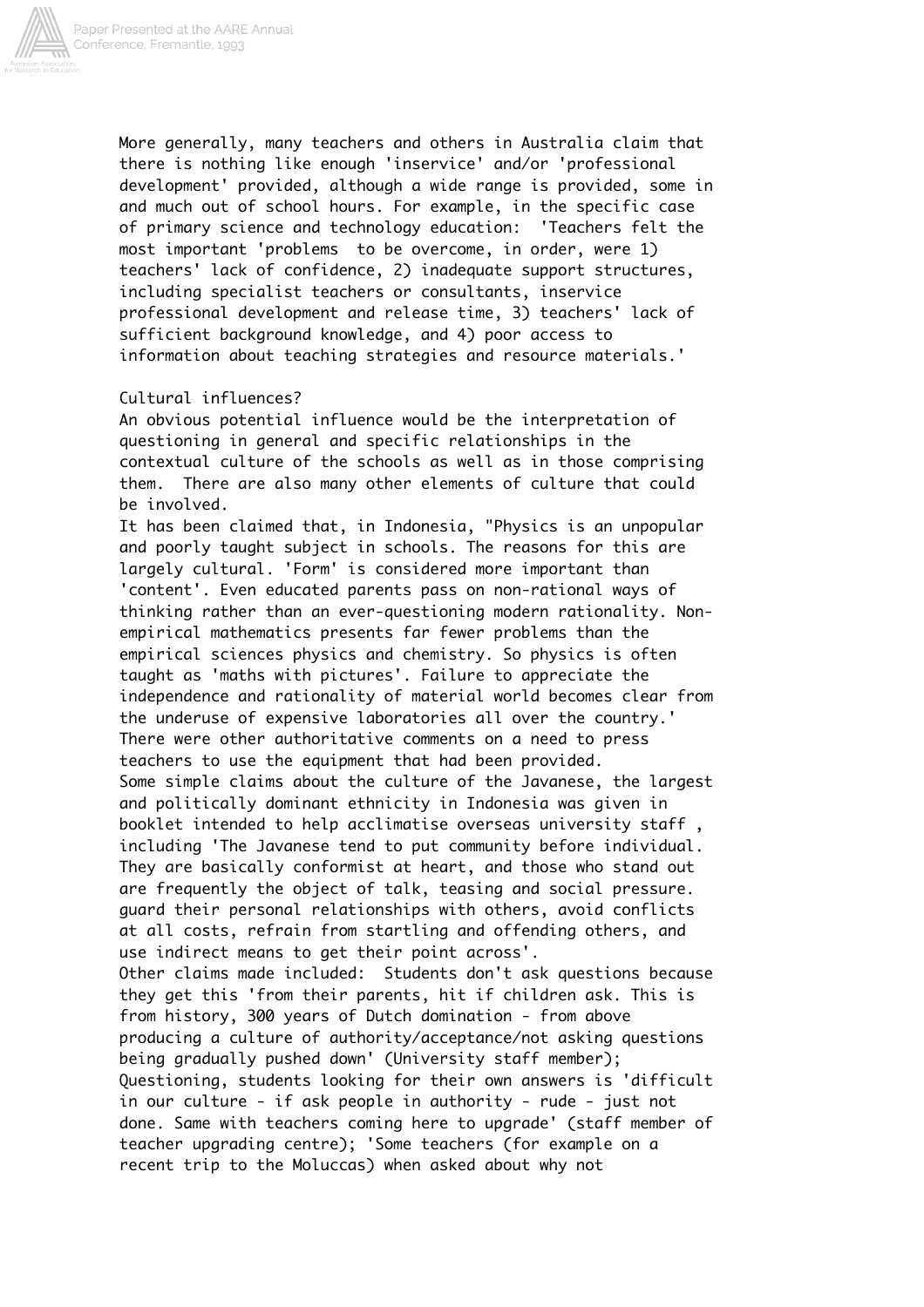More generally, many teachers and others in Australia claim that there is nothing like enough 'inservice' and/or 'professional development' provided, although a wide range is provided, some in and much out of school hours. For example, in the specific case of primary science and technology education: 'Teachers felt the most important 'problems to be overcome, in order, were 1) teachers' lack of confidence, 2) inadequate support structures, including specialist teachers or consultants, inservice professional development and release time, 3) teachers' lack of sufficient background knowledge, and 4) poor access to information about teaching strategies and resource materials.'

Cultural influences?

An obvious potential influence would be the interpretation of questioning in general and specific relationships in the contextual culture of the schools as well as in those comprising them. There are also many other elements of culture that could be involved.

It has been claimed that, in Indonesia, "Physics is an unpopular and poorly taught subject in schools. The reasons for this are largely cultural. 'Form' is considered more important than 'content'. Even educated parents pass on non-rational ways of thinking rather than an ever-questioning modern rationality. Non-empirical mathematics presents far fewer problems than the empirical sciences physics and chemistry. So physics is often taught as 'maths with pictures'. Failure to appreciate the independence and rationality of material world becomes clear from the underuse of expensive laboratories all over the country.' There were other authoritative comments on a need to press teachers to use the equipment that had been provided.

Some simple claims about the culture of the Javanese, the largest and politically dominant ethnicity in Indonesia was given in booklet intended to help acclimatise overseas university staff , including 'The Javanese tend to put community before individual. They are basically conformist at heart, and those who stand out are frequently the object of talk, teasing and social pressure. guard their personal relationships with others, avoid conflicts at all costs, refrain from startling and offending others, and use indirect means to get their point across'.

Other claims made included: Students don't ask questions because they get this 'from their parents, hit if children ask. This is from history, 300 years of Dutch domination - from above producing a culture of authority/acceptance/not asking questions being gradually pushed down' (University staff member); Questioning, students looking for their own answers is 'difficult in our culture - if ask people in authority - rude - just not done. Same with teachers coming here to upgrade' (staff member of teacher upgrading centre); 'Some teachers (for example on a recent trip to the Moluccas) when asked about why not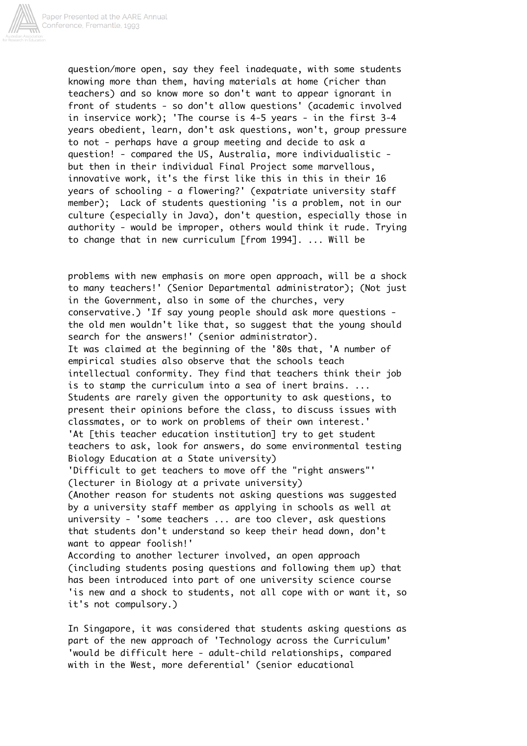question/more open, say they feel inadequate, with some students knowing more than them, having materials at home (richer than teachers) and so know more so don't want to appear ignorant in front of students - so don't allow questions' (academic involved in inservice work); 'The course is 4-5 years - in the first 3-4 years obedient, learn, don't ask questions, won't, group pressure to not - perhaps have a group meeting and decide to ask a question! - compared the US, Australia, more individualistic - but then in their individual Final Project some marvellous, innovative work, it's the first like this in this in their 16 years of schooling - a flowering?' (expatriate university staff member); Lack of students questioning 'is a problem, not in our culture (especially in Java), don't question, especially those in authority - would be improper, others would think it rude. Trying to change that in new curriculum [from 1994]. ... Will be

problems with new emphasis on more open approach, will be a shock to many teachers!' (Senior Departmental administrator); (Not just in the Government, also in some of the churches, very conservative.) 'If say young people should ask more questions - the old men wouldn't like that, so suggest that the young should search for the answers!' (senior administrator).

It was claimed at the beginning of the '80s that, 'A number of empirical studies also observe that the schools teach intellectual conformity. They find that teachers think their job is to stamp the curriculum into a sea of inert brains. ... Students are rarely given the opportunity to ask questions, to present their opinions before the class, to discuss issues with classmates, or to work on problems of their own interest.'

'At [this teacher education institution] try to get student teachers to ask, look for answers, do some environmental testing Biology Education at a State university)

'Difficult to get teachers to move off the "right answers"' (lecturer in Biology at a private university)

(Another reason for students not asking questions was suggested by a university staff member as applying in schools as well at university - 'some teachers ... are too clever, ask questions that students don't understand so keep their head down, don't want to appear foolish!'

According to another lecturer involved, an open approach (including students posing questions and following them up) that has been introduced into part of one university science course 'is new and a shock to students, not all cope with or want it, so it's not compulsory.)

In Singapore, it was considered that students asking questions as part of the new approach of 'Technology across the Curriculum' 'would be difficult here - adult-child relationships, compared with in the West, more deferential' (senior educational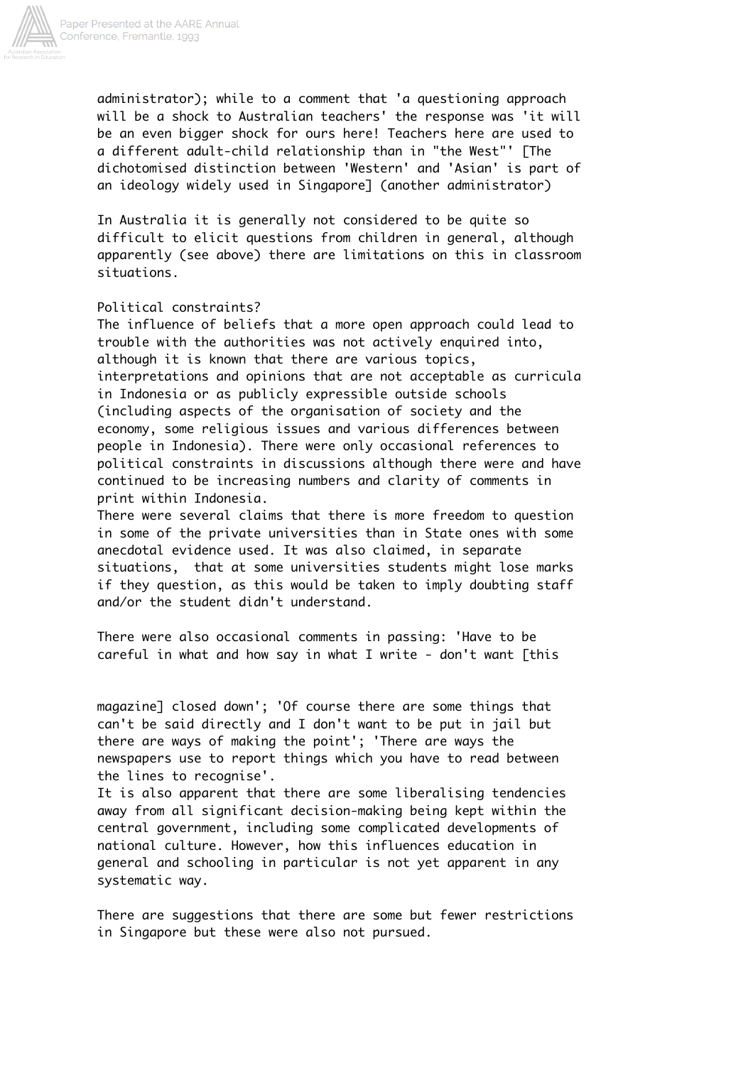administrator); while to a comment that 'a questioning approach will be a shock to Australian teachers' the response was 'it will be an even bigger shock for ours here! Teachers here are used to a different adult-child relationship than in "the West"' [The dichotomised distinction between 'Western' and 'Asian' is part of an ideology widely used in Singapore] (another administrator)

In Australia it is generally not considered to be quite so difficult to elicit questions from children in general, although apparently (see above) there are limitations on this in classroom situations.

Political constraints?

The influence of beliefs that a more open approach could lead to trouble with the authorities was not actively enquired into, although it is known that there are various topics, interpretations and opinions that are not acceptable as curricula in Indonesia or as publicly expressible outside schools (including aspects of the organisation of society and the economy, some religious issues and various differences between people in Indonesia). There were only occasional references to political constraints in discussions although there were and have continued to be increasing numbers and clarity of comments in print within Indonesia.

There were several claims that there is more freedom to question in some of the private universities than in State ones with some anecdotal evidence used. It was also claimed, in separate situations, that at some universities students might lose marks if they question, as this would be taken to imply doubting staff and/or the student didn't understand.

There were also occasional comments in passing: 'Have to be careful in what and how say in what I write - don't want [this magazine] closed down'; 'Of course there are some things that can't be said directly and I don't want to be put in jail but there are ways of making the point'; 'There are ways the newspapers use to report things which you have to read between the lines to recognise'.

It is also apparent that there are some liberalising tendencies away from all significant decision-making being kept within the central government, including some complicated developments of national culture. However, how this influences education in general and schooling in particular is not yet apparent in any systematic way.

There are suggestions that there are some but fewer restrictions in Singapore but these were also not pursued.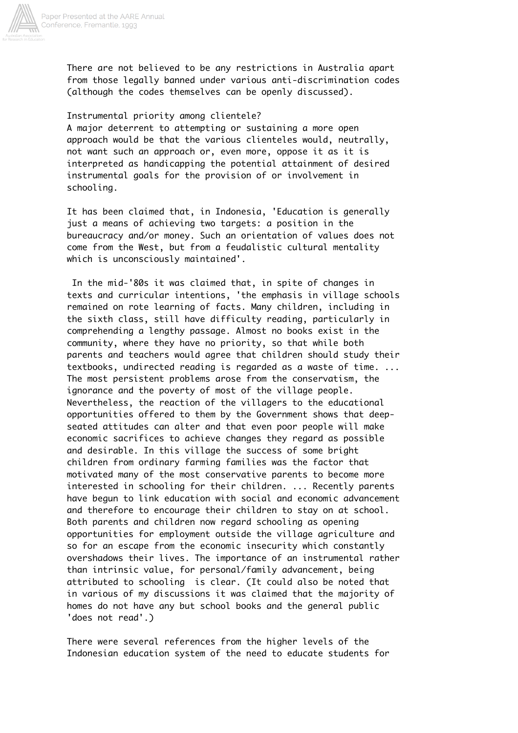There are not believed to be any restrictions in Australia apart from those legally banned under various anti-discrimination codes (although the codes themselves can be openly discussed).

Instrumental priority among clientele?

A major deterrent to attempting or sustaining a more open approach would be that the various clienteles would, neutrally, not want such an approach or, even more, oppose it as it is interpreted as handicapping the potential attainment of desired instrumental goals for the provision of or involvement in schooling.

It has been claimed that, in Indonesia, 'Education is generally just a means of achieving two targets: a position in the bureaucracy and/or money. Such an orientation of values does not come from the West, but from a feudalistic cultural mentality which is unconsciously maintained'.

In the mid-'80s it was claimed that, in spite of changes in texts and curricular intentions, 'the emphasis in village schools remained on rote learning of facts. Many children, including in the sixth class, still have difficulty reading, particularly in comprehending a lengthy passage. Almost no books exist in the community, where they have no priority, so that while both parents and teachers would agree that children should study their textbooks, undirected reading is regarded as a waste of time. ... The most persistent problems arose from the conservatism, the ignorance and the poverty of most of the village people. Nevertheless, the reaction of the villagers to the educational opportunities offered to them by the Government shows that deep-seated attitudes can alter and that even poor people will make economic sacrifices to achieve changes they regard as possible and desirable. In this village the success of some bright children from ordinary farming families was the factor that motivated many of the most conservative parents to become more interested in schooling for their children. ... Recently parents have begun to link education with social and economic advancement and therefore to encourage their children to stay on at school. Both parents and children now regard schooling as opening opportunities for employment outside the village agriculture and so for an escape from the economic insecurity which constantly overshadows their lives. The importance of an instrumental rather than intrinsic value, for personal/family advancement, being attributed to schooling is clear. (It could also be noted that in various of my discussions it was claimed that the majority of homes do not have any but school books and the general public 'does not read'.)

There were several references from the higher levels of the Indonesian education system of the need to educate students for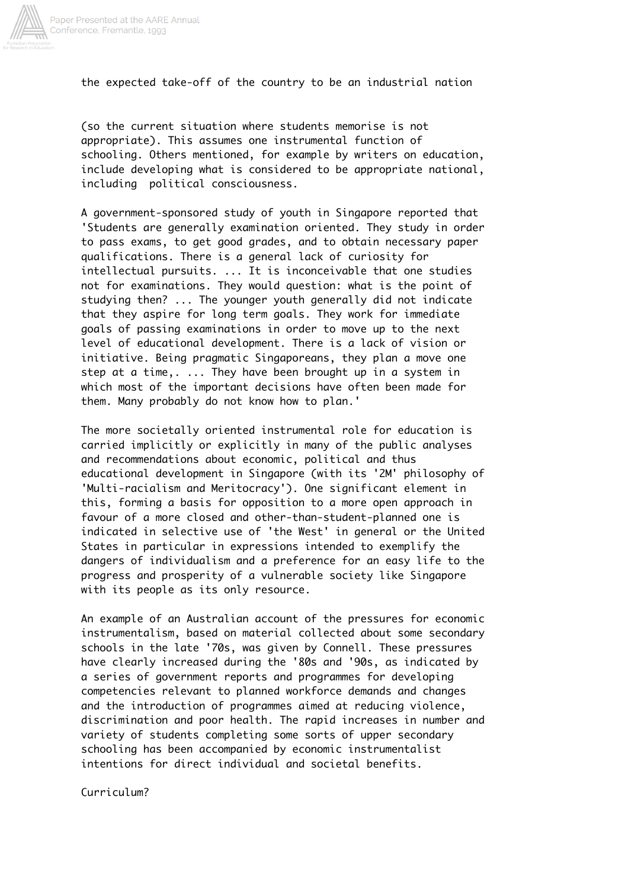the expected take-off of the country to be an industrial nation

(so the current situation where students memorise is not appropriate). This assumes one instrumental function of schooling. Others mentioned, for example by writers on education, include developing what is considered to be appropriate national, including political consciousness.

A government-sponsored study of youth in Singapore reported that 'Students are generally examination oriented. They study in order to pass exams, to get good grades, and to obtain necessary paper qualifications. There is a general lack of curiosity for intellectual pursuits. ... It is inconceivable that one studies not for examinations. They would question: what is the point of studying then? ... The younger youth generally did not indicate that they aspire for long term goals. They work for immediate goals of passing examinations in order to move up to the next level of educational development. There is a lack of vision or initiative. Being pragmatic Singaporeans, they plan a move one step at a time,. ... They have been brought up in a system in which most of the important decisions have often been made for them. Many probably do not know how to plan.'

The more societally oriented instrumental role for education is carried implicitly or explicitly in many of the public analyses and recommendations about economic, political and thus educational development in Singapore (with its '2M' philosophy of 'Multi-racialism and Meritocracy'). One significant element in this, forming a basis for opposition to a more open approach in favour of a more closed and other-than-student-planned one is indicated in selective use of 'the West' in general or the United States in particular in expressions intended to exemplify the dangers of individualism and a preference for an easy life to the progress and prosperity of a vulnerable society like Singapore with its people as its only resource.

An example of an Australian account of the pressures for economic instrumentalism, based on material collected about some secondary schools in the late '70s, was given by Connell. These pressures have clearly increased during the '80s and '90s, as indicated by a series of government reports and programmes for developing competencies relevant to planned workforce demands and changes and the introduction of programmes aimed at reducing violence, discrimination and poor health. The rapid increases in number and variety of students completing some sorts of upper secondary schooling has been accompanied by economic instrumentalist intentions for direct individual and societal benefits.

Curriculum?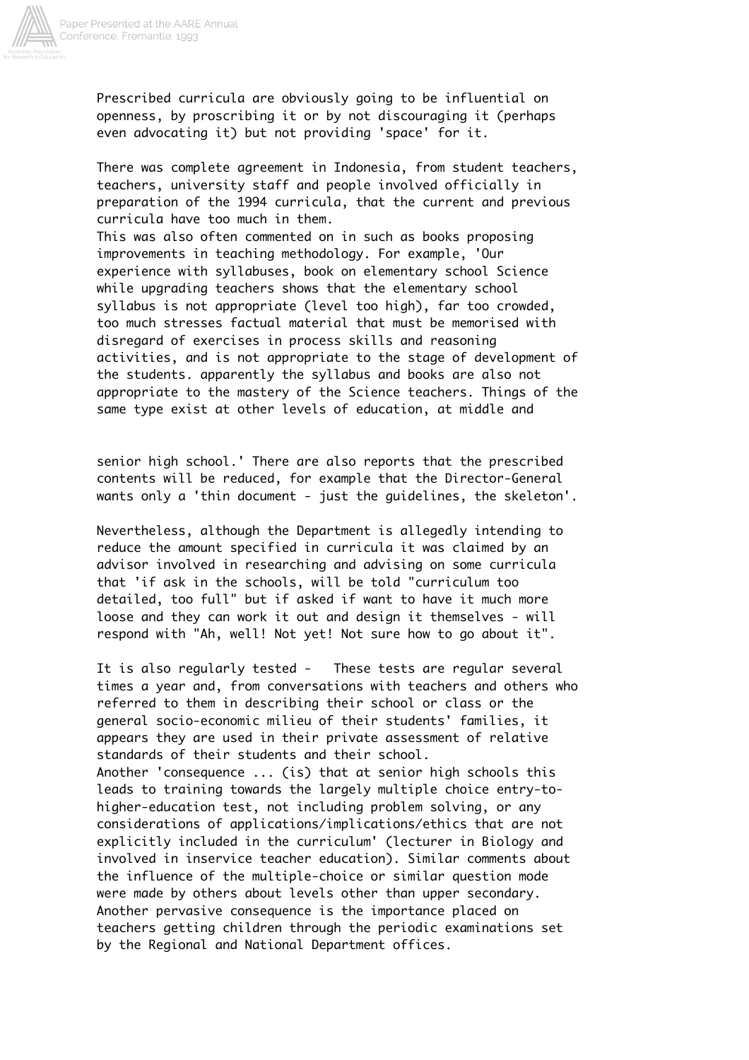Prescribed curricula are obviously going to be influential on openness, by proscribing it or by not discouraging it (perhaps even advocating it) but not providing 'space' for it.

There was complete agreement in Indonesia, from student teachers, teachers, university staff and people involved officially in preparation of the 1994 curricula, that the current and previous curricula have too much in them.
This was also often commented on in such as books proposing improvements in teaching methodology. For example, 'Our experience with syllabuses, book on elementary school Science while upgrading teachers shows that the elementary school syllabus is not appropriate (level too high), far too crowded, too much stresses factual material that must be memorised with disregard of exercises in process skills and reasoning activities, and is not appropriate to the stage of development of the students. apparently the syllabus and books are also not appropriate to the mastery of the Science teachers. Things of the same type exist at other levels of education, at middle and senior high school.' There are also reports that the prescribed contents will be reduced, for example that the Director-General wants only a 'thin document - just the guidelines, the skeleton'.

Nevertheless, although the Department is allegedly intending to reduce the amount specified in curricula it was claimed by an advisor involved in researching and advising on some curricula that 'if ask in the schools, will be told "curriculum too detailed, too full" but if asked if want to have it much more loose and they can work it out and design it themselves - will respond with "Ah, well! Not yet! Not sure how to go about it".

It is also regularly tested - These tests are regular several times a year and, from conversations with teachers and others who referred to them in describing their school or class or the general socio-economic milieu of their students' families, it appears they are used in their private assessment of relative standards of their students and their school.
Another 'consequence ... (is) that at senior high schools this leads to training towards the largely multiple choice entry-to-higher-education test, not including problem solving, or any considerations of applications/implications/ethics that are not explicitly included in the curriculum' (lecturer in Biology and involved in inservice teacher education). Similar comments about the influence of the multiple-choice or similar question mode were made by others about levels other than upper secondary.
Another pervasive consequence is the importance placed on teachers getting children through the periodic examinations set by the Regional and National Department offices.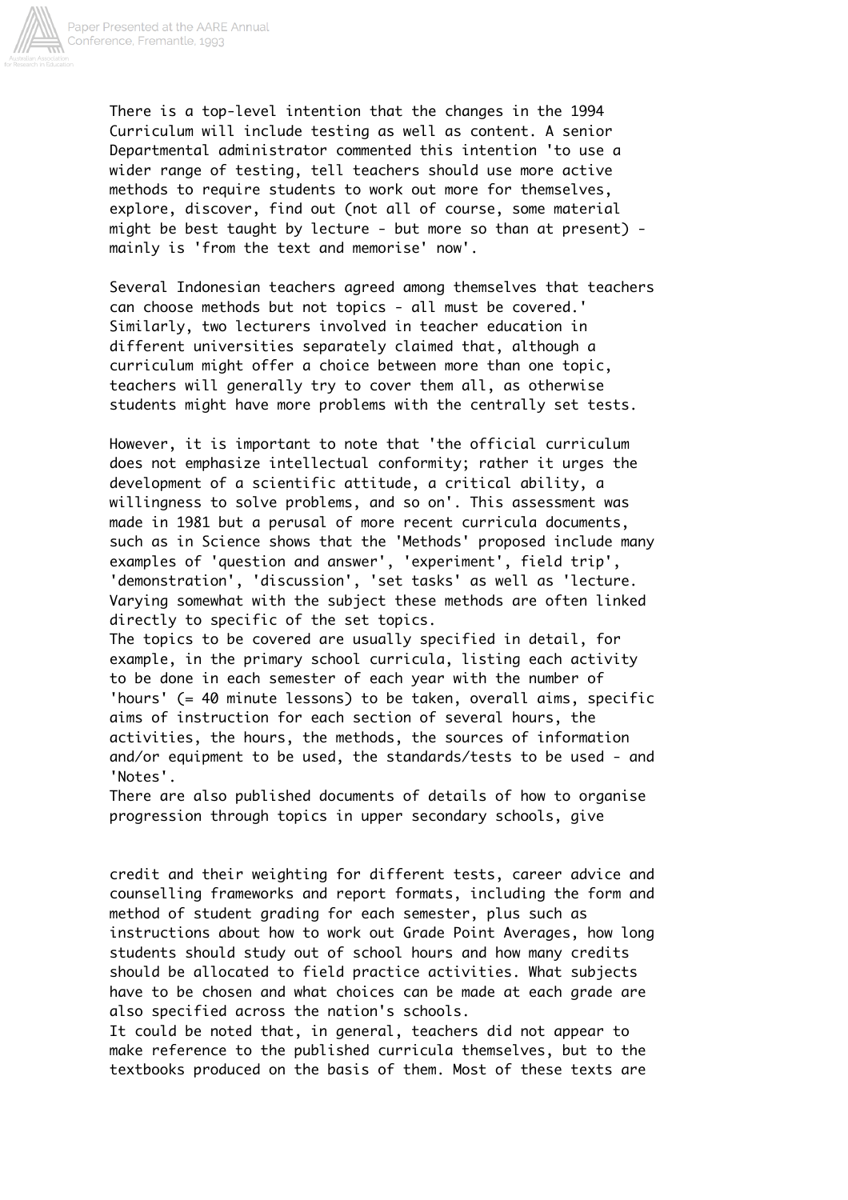There is a top-level intention that the changes in the 1994 Curriculum will include testing as well as content. A senior Departmental administrator commented this intention 'to use a wider range of testing, tell teachers should use more active methods to require students to work out more for themselves, explore, discover, find out (not all of course, some material might be best taught by lecture - but more so than at present) - mainly is 'from the text and memorise' now'.

Several Indonesian teachers agreed among themselves that teachers can choose methods but not topics - all must be covered.' Similarly, two lecturers involved in teacher education in different universities separately claimed that, although a curriculum might offer a choice between more than one topic, teachers will generally try to cover them all, as otherwise students might have more problems with the centrally set tests.

However, it is important to note that 'the official curriculum does not emphasize intellectual conformity; rather it urges the development of a scientific attitude, a critical ability, a willingness to solve problems, and so on'. This assessment was made in 1981 but a perusal of more recent curricula documents, such as in Science shows that the 'Methods' proposed include many examples of 'question and answer', 'experiment', field trip', 'demonstration', 'discussion', 'set tasks' as well as 'lecture. Varying somewhat with the subject these methods are often linked directly to specific of the set topics.

The topics to be covered are usually specified in detail, for example, in the primary school curricula, listing each activity to be done in each semester of each year with the number of 'hours' (= 40 minute lessons) to be taken, overall aims, specific aims of instruction for each section of several hours, the activities, the hours, the methods, the sources of information and/or equipment to be used, the standards/tests to be used - and 'Notes'.

There are also published documents of details of how to organise progression through topics in upper secondary schools, give credit and their weighting for different tests, career advice and counselling frameworks and report formats, including the form and method of student grading for each semester, plus such as instructions about how to work out Grade Point Averages, how long students should study out of school hours and how many credits should be allocated to field practice activities. What subjects have to be chosen and what choices can be made at each grade are also specified across the nation's schools.

It could be noted that, in general, teachers did not appear to make reference to the published curricula themselves, but to the textbooks produced on the basis of them. Most of these texts are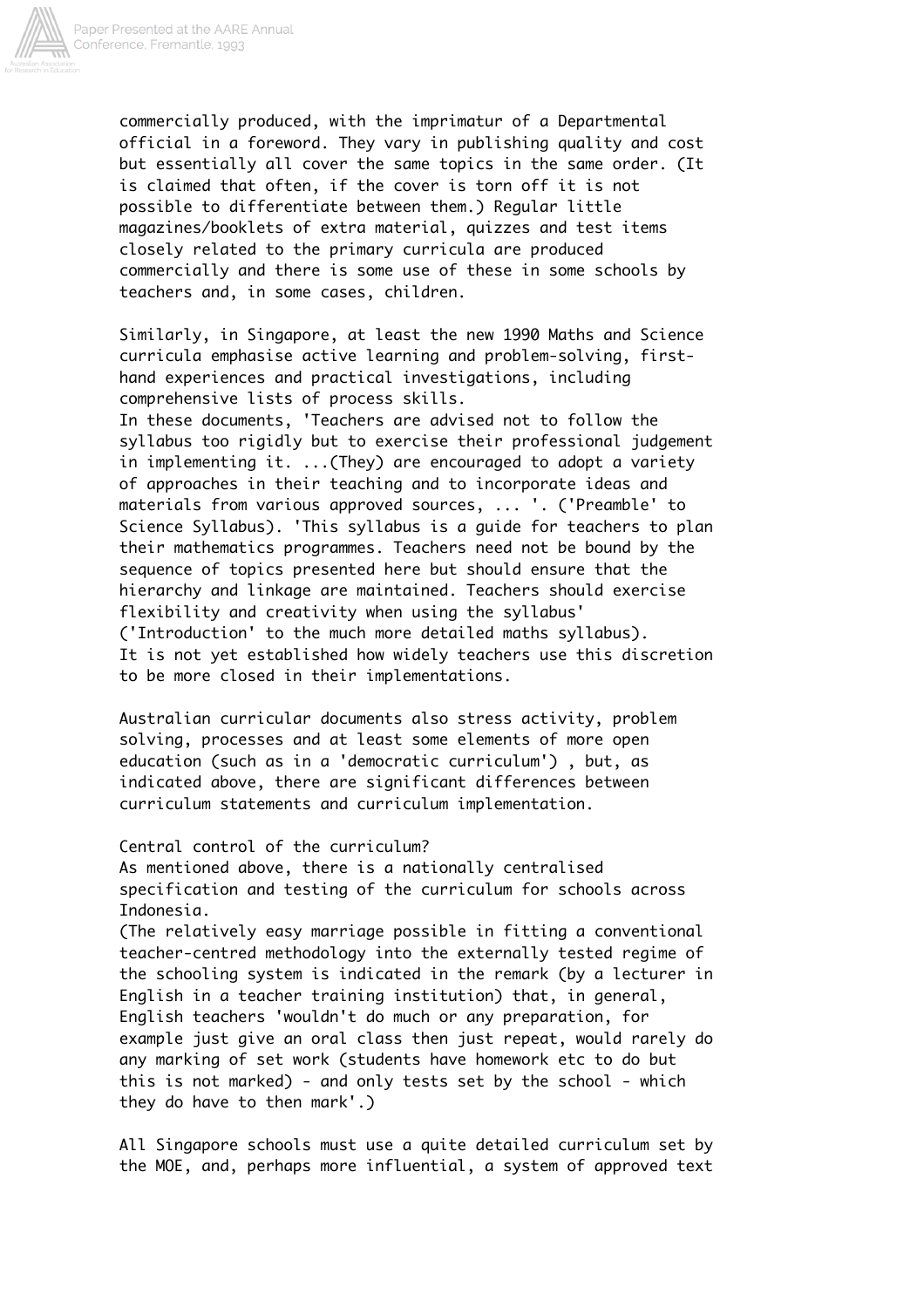commercially produced, with the imprimatur of a Departmental official in a foreword. They vary in publishing quality and cost but essentially all cover the same topics in the same order. (It is claimed that often, if the cover is torn off it is not possible to differentiate between them.) Regular little magazines/booklets of extra material, quizzes and test items closely related to the primary curricula are produced commercially and there is some use of these in some schools by teachers and, in some cases, children.

Similarly, in Singapore, at least the new 1990 Maths and Science curricula emphasise active learning and problem-solving, first-hand experiences and practical investigations, including comprehensive lists of process skills.
In these documents, 'Teachers are advised not to follow the syllabus too rigidly but to exercise their professional judgement in implementing it. ...(They) are encouraged to adopt a variety of approaches in their teaching and to incorporate ideas and materials from various approved sources, ... '. ('Preamble' to Science Syllabus). 'This syllabus is a guide for teachers to plan their mathematics programmes. Teachers need not be bound by the sequence of topics presented here but should ensure that the hierarchy and linkage are maintained. Teachers should exercise flexibility and creativity when using the syllabus' ('Introduction' to the much more detailed maths syllabus).
It is not yet established how widely teachers use this discretion to be more closed in their implementations.

Australian curricular documents also stress activity, problem solving, processes and at least some elements of more open education (such as in a 'democratic curriculum') , but, as indicated above, there are significant differences between curriculum statements and curriculum implementation.

Central control of the curriculum?

As mentioned above, there is a nationally centralised specification and testing of the curriculum for schools across Indonesia.
(The relatively easy marriage possible in fitting a conventional teacher-centred methodology into the externally tested regime of the schooling system is indicated in the remark (by a lecturer in English in a teacher training institution) that, in general, English teachers 'wouldn't do much or any preparation, for example just give an oral class then just repeat, would rarely do any marking of set work (students have homework etc to do but this is not marked) - and only tests set by the school - which they do have to then mark'.)

All Singapore schools must use a quite detailed curriculum set by the MOE, and, perhaps more influential, a system of approved text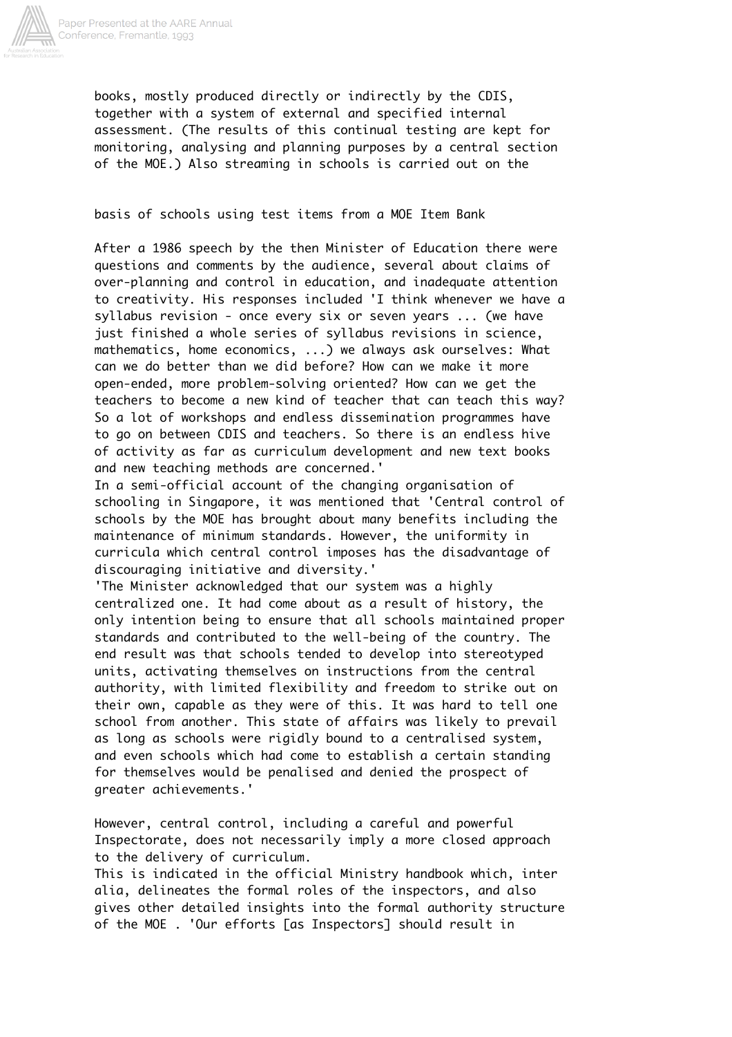books, mostly produced directly or indirectly by the CDIS, together with a system of external and specified internal assessment. (The results of this continual testing are kept for monitoring, analysing and planning purposes by a central section of the MOE.) Also streaming in schools is carried out on the

basis of schools using test items from a MOE Item Bank

After a 1986 speech by the then Minister of Education there were questions and comments by the audience, several about claims of over-planning and control in education, and inadequate attention to creativity. His responses included 'I think whenever we have a syllabus revision - once every six or seven years ... (we have just finished a whole series of syllabus revisions in science, mathematics, home economics, ...) we always ask ourselves: What can we do better than we did before? How can we make it more open-ended, more problem-solving oriented? How can we get the teachers to become a new kind of teacher that can teach this way? So a lot of workshops and endless dissemination programmes have to go on between CDIS and teachers. So there is an endless hive of activity as far as curriculum development and new text books and new teaching methods are concerned.'

In a semi-official account of the changing organisation of schooling in Singapore, it was mentioned that 'Central control of schools by the MOE has brought about many benefits including the maintenance of minimum standards. However, the uniformity in curricula which central control imposes has the disadvantage of discouraging initiative and diversity.'

'The Minister acknowledged that our system was a highly centralized one. It had come about as a result of history, the only intention being to ensure that all schools maintained proper standards and contributed to the well-being of the country. The end result was that schools tended to develop into stereotyped units, activating themselves on instructions from the central authority, with limited flexibility and freedom to strike out on their own, capable as they were of this. It was hard to tell one school from another. This state of affairs was likely to prevail as long as schools were rigidly bound to a centralised system, and even schools which had come to establish a certain standing for themselves would be penalised and denied the prospect of greater achievements.'

However, central control, including a careful and powerful Inspectorate, does not necessarily imply a more closed approach to the delivery of curriculum.

This is indicated in the official Ministry handbook which, inter alia, delineates the formal roles of the inspectors, and also gives other detailed insights into the formal authority structure of the MOE . 'Our efforts [as Inspectors] should result in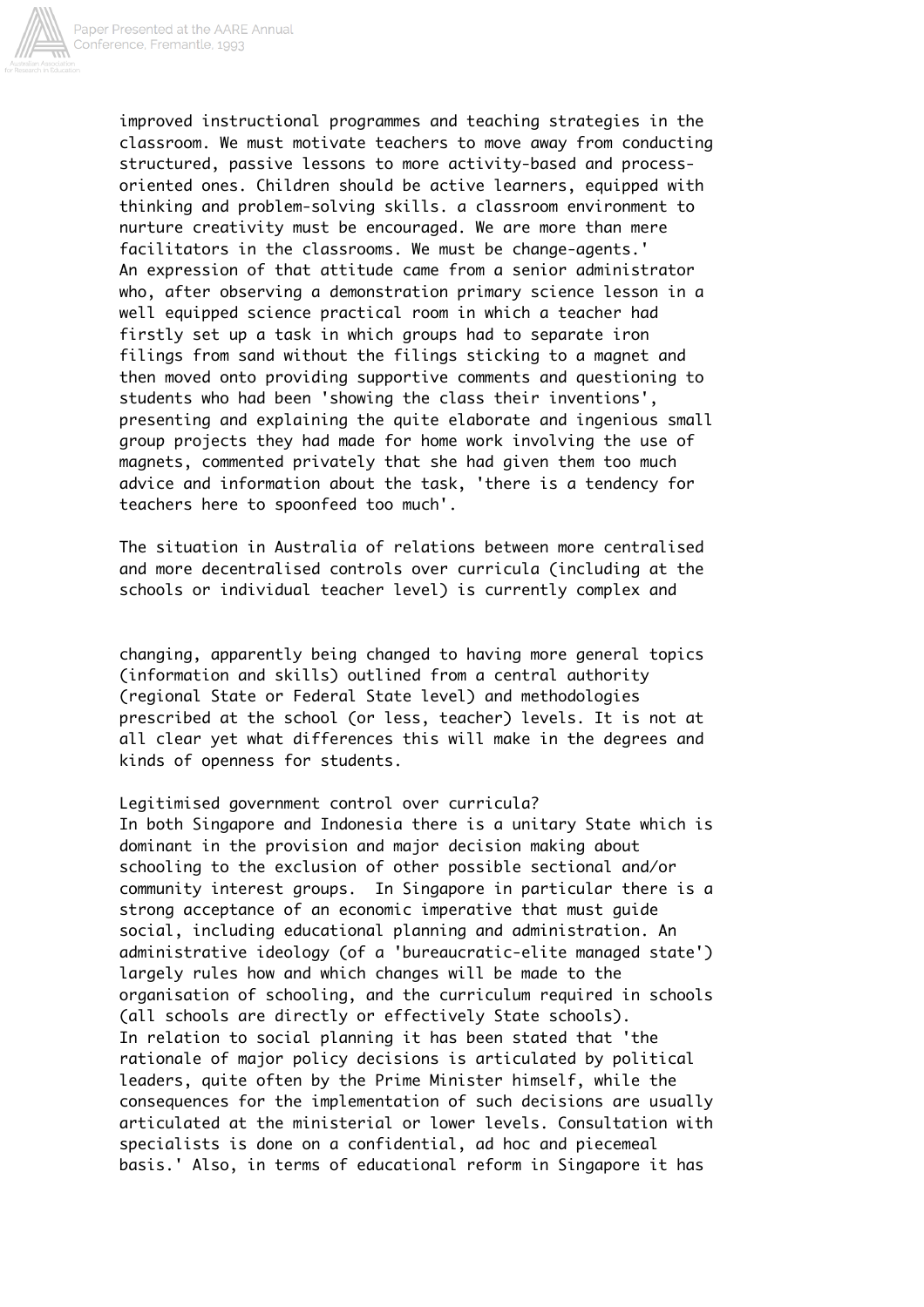improved instructional programmes and teaching strategies in the classroom. We must motivate teachers to move away from conducting structured, passive lessons to more activity-based and process-oriented ones. Children should be active learners, equipped with thinking and problem-solving skills. a classroom environment to nurture creativity must be encouraged. We are more than mere facilitators in the classrooms. We must be change-agents.'

An expression of that attitude came from a senior administrator who, after observing a demonstration primary science lesson in a well equipped science practical room in which a teacher had firstly set up a task in which groups had to separate iron filings from sand without the filings sticking to a magnet and then moved onto providing supportive comments and questioning to students who had been 'showing the class their inventions', presenting and explaining the quite elaborate and ingenious small group projects they had made for home work involving the use of magnets, commented privately that she had given them too much advice and information about the task, 'there is a tendency for teachers here to spoonfeed too much'.

The situation in Australia of relations between more centralised and more decentralised controls over curricula (including at the schools or individual teacher level) is currently complex and changing, apparently being changed to having more general topics (information and skills) outlined from a central authority (regional State or Federal State level) and methodologies prescribed at the school (or less, teacher) levels. It is not at all clear yet what differences this will make in the degrees and kinds of openness for students.

Legitimised government control over curricula?

In both Singapore and Indonesia there is a unitary State which is dominant in the provision and major decision making about schooling to the exclusion of other possible sectional and/or community interest groups. In Singapore in particular there is a strong acceptance of an economic imperative that must guide social, including educational planning and administration. An administrative ideology (of a 'bureaucratic-elite managed state') largely rules how and which changes will be made to the organisation of schooling, and the curriculum required in schools (all schools are directly or effectively State schools).

In relation to social planning it has been stated that 'the rationale of major policy decisions is articulated by political leaders, quite often by the Prime Minister himself, while the consequences for the implementation of such decisions are usually articulated at the ministerial or lower levels. Consultation with specialists is done on a confidential, ad hoc and piecemeal basis.' Also, in terms of educational reform in Singapore it has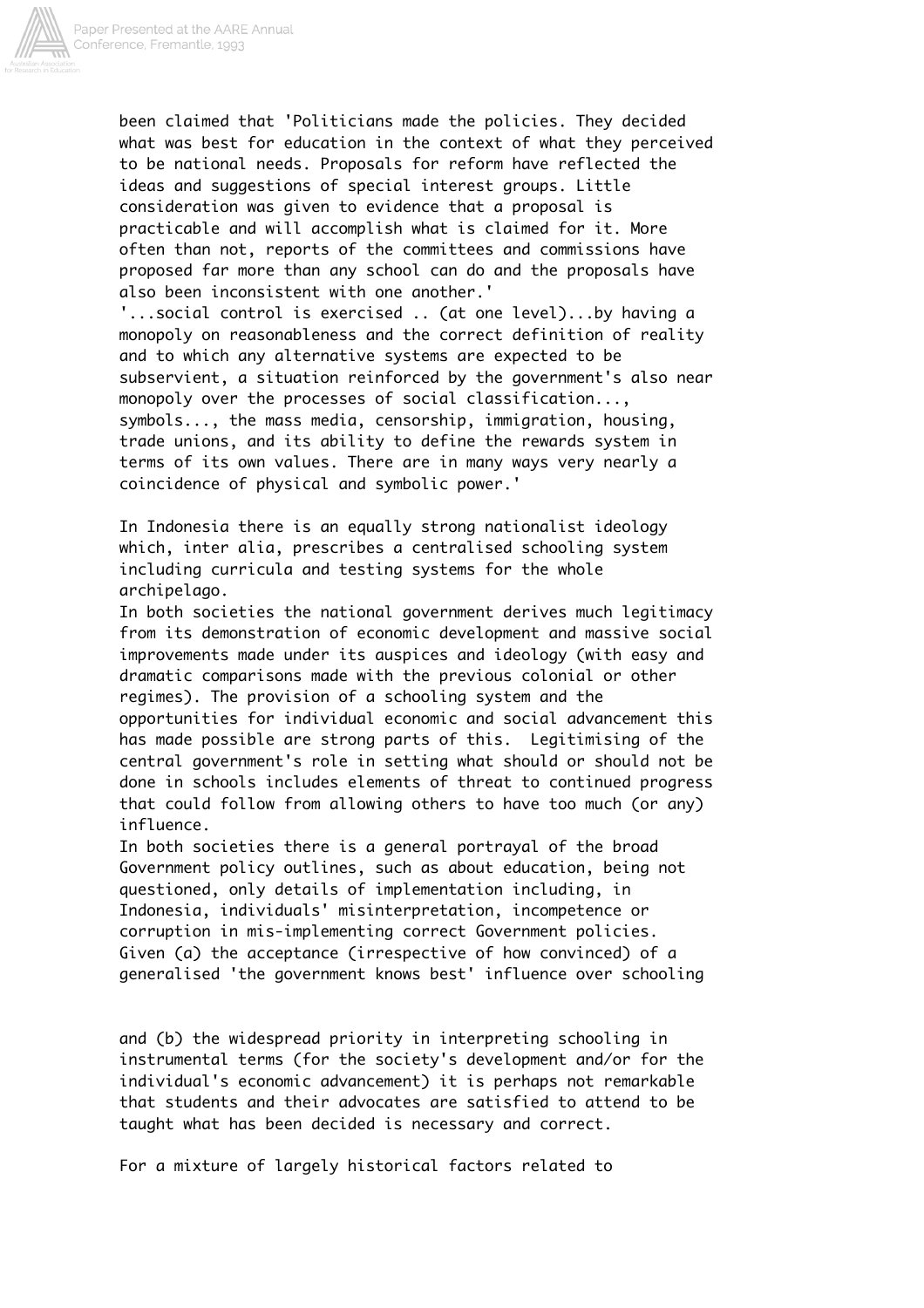been claimed that 'Politicians made the policies. They decided what was best for education in the context of what they perceived to be national needs. Proposals for reform have reflected the ideas and suggestions of special interest groups. Little consideration was given to evidence that a proposal is practicable and will accomplish what is claimed for it. More often than not, reports of the committees and commissions have proposed far more than any school can do and the proposals have also been inconsistent with one another.'

'...social control is exercised .. (at one level)...by having a monopoly on reasonableness and the correct definition of reality and to which any alternative systems are expected to be subservient, a situation reinforced by the government's also near monopoly over the processes of social classification..., symbols..., the mass media, censorship, immigration, housing, trade unions, and its ability to define the rewards system in terms of its own values. There are in many ways very nearly a coincidence of physical and symbolic power.'

In Indonesia there is an equally strong nationalist ideology which, inter alia, prescribes a centralised schooling system including curricula and testing systems for the whole archipelago.

In both societies the national government derives much legitimacy from its demonstration of economic development and massive social improvements made under its auspices and ideology (with easy and dramatic comparisons made with the previous colonial or other regimes). The provision of a schooling system and the opportunities for individual economic and social advancement this has made possible are strong parts of this. Legitimising of the central government's role in setting what should or should not be done in schools includes elements of threat to continued progress that could follow from allowing others to have too much (or any) influence.

In both societies there is a general portrayal of the broad Government policy outlines, such as about education, being not questioned, only details of implementation including, in Indonesia, individuals' misinterpretation, incompetence or corruption in mis-implementing correct Government policies.

Given (a) the acceptance (irrespective of how convinced) of a generalised 'the government knows best' influence over schooling and (b) the widespread priority in interpreting schooling in instrumental terms (for the society's development and/or for the individual's economic advancement) it is perhaps not remarkable that students and their advocates are satisfied to attend to be taught what has been decided is necessary and correct.

For a mixture of largely historical factors related to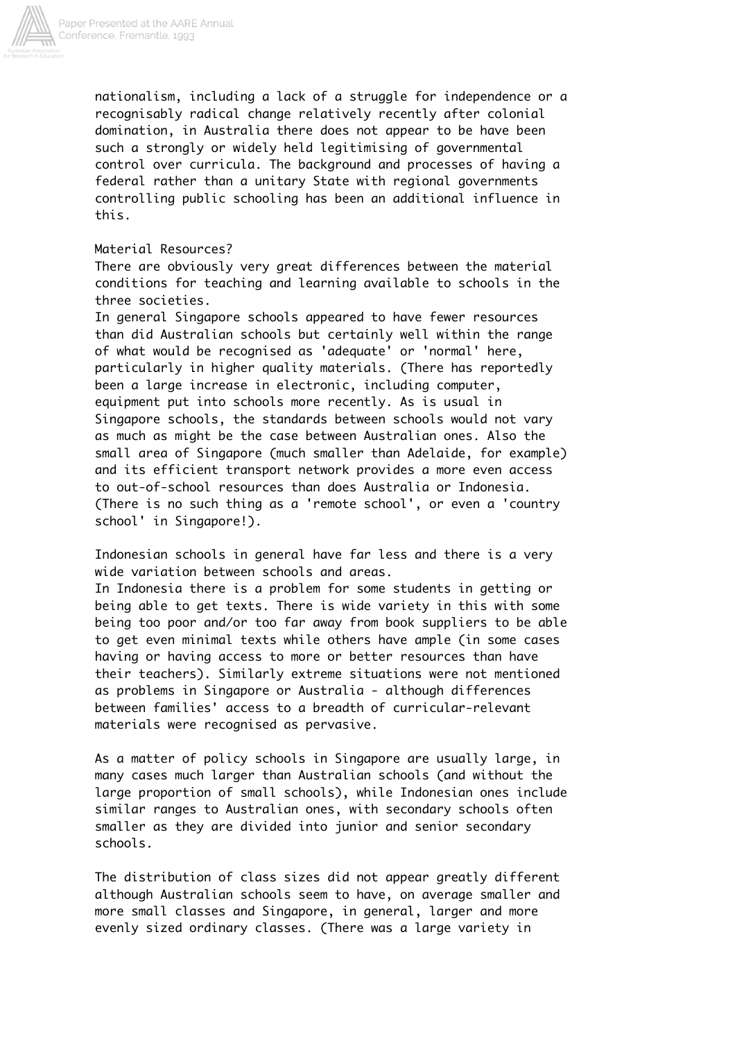nationalism, including a lack of a struggle for independence or a recognisably radical change relatively recently after colonial domination, in Australia there does not appear to be have been such a strongly or widely held legitimising of governmental control over curricula. The background and processes of having a federal rather than a unitary State with regional governments controlling public schooling has been an additional influence in this.

Material Resources?

There are obviously very great differences between the material conditions for teaching and learning available to schools in the three societies.

In general Singapore schools appeared to have fewer resources than did Australian schools but certainly well within the range of what would be recognised as 'adequate' or 'normal' here, particularly in higher quality materials. (There has reportedly been a large increase in electronic, including computer, equipment put into schools more recently. As is usual in Singapore schools, the standards between schools would not vary as much as might be the case between Australian ones. Also the small area of Singapore (much smaller than Adelaide, for example) and its efficient transport network provides a more even access to out-of-school resources than does Australia or Indonesia. (There is no such thing as a 'remote school', or even a 'country school' in Singapore!).

Indonesian schools in general have far less and there is a very wide variation between schools and areas.

In Indonesia there is a problem for some students in getting or being able to get texts. There is wide variety in this with some being too poor and/or too far away from book suppliers to be able to get even minimal texts while others have ample (in some cases having or having access to more or better resources than have their teachers). Similarly extreme situations were not mentioned as problems in Singapore or Australia - although differences between families' access to a breadth of curricular-relevant materials were recognised as pervasive.

As a matter of policy schools in Singapore are usually large, in many cases much larger than Australian schools (and without the large proportion of small schools), while Indonesian ones include similar ranges to Australian ones, with secondary schools often smaller as they are divided into junior and senior secondary schools.

The distribution of class sizes did not appear greatly different although Australian schools seem to have, on average smaller and more small classes and Singapore, in general, larger and more evenly sized ordinary classes. (There was a large variety in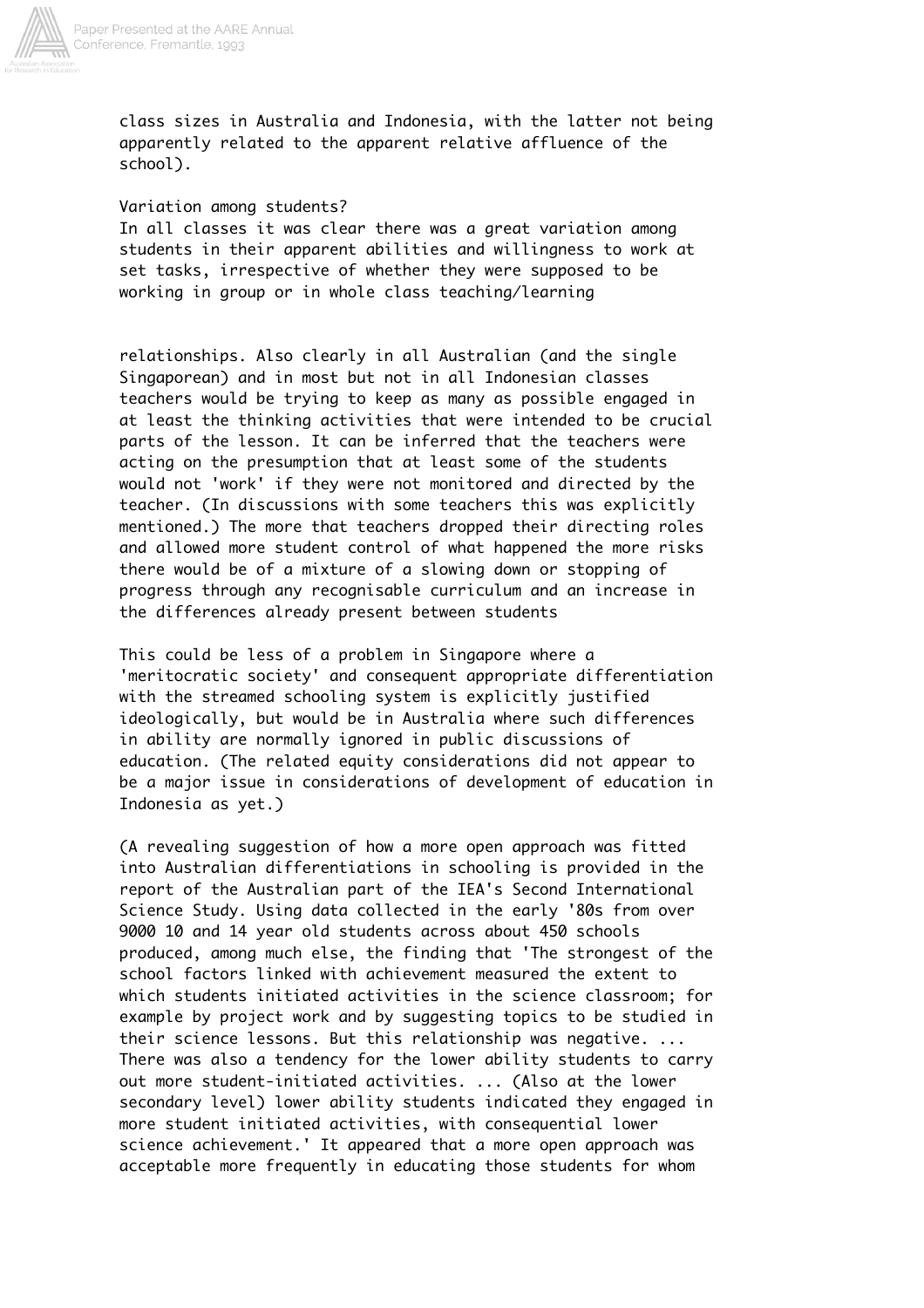class sizes in Australia and Indonesia, with the latter not being apparently related to the apparent relative affluence of the school).

Variation among students?

In all classes it was clear there was a great variation among students in their apparent abilities and willingness to work at set tasks, irrespective of whether they were supposed to be working in group or in whole class teaching/learning

relationships. Also clearly in all Australian (and the single Singaporean) and in most but not in all Indonesian classes teachers would be trying to keep as many as possible engaged in at least the thinking activities that were intended to be crucial parts of the lesson. It can be inferred that the teachers were acting on the presumption that at least some of the students would not 'work' if they were not monitored and directed by the teacher. (In discussions with some teachers this was explicitly mentioned.) The more that teachers dropped their directing roles and allowed more student control of what happened the more risks there would be of a mixture of a slowing down or stopping of progress through any recognisable curriculum and an increase in the differences already present between students

This could be less of a problem in Singapore where a 'meritocratic society' and consequent appropriate differentiation with the streamed schooling system is explicitly justified ideologically, but would be in Australia where such differences in ability are normally ignored in public discussions of education. (The related equity considerations did not appear to be a major issue in considerations of development of education in Indonesia as yet.)

(A revealing suggestion of how a more open approach was fitted into Australian differentiations in schooling is provided in the report of the Australian part of the IEA's Second International Science Study. Using data collected in the early '80s from over 9000 10 and 14 year old students across about 450 schools produced, among much else, the finding that 'The strongest of the school factors linked with achievement measured the extent to which students initiated activities in the science classroom; for example by project work and by suggesting topics to be studied in their science lessons. But this relationship was negative. ... There was also a tendency for the lower ability students to carry out more student-initiated activities. ... (Also at the lower secondary level) lower ability students indicated they engaged in more student initiated activities, with consequential lower science achievement.' It appeared that a more open approach was acceptable more frequently in educating those students for whom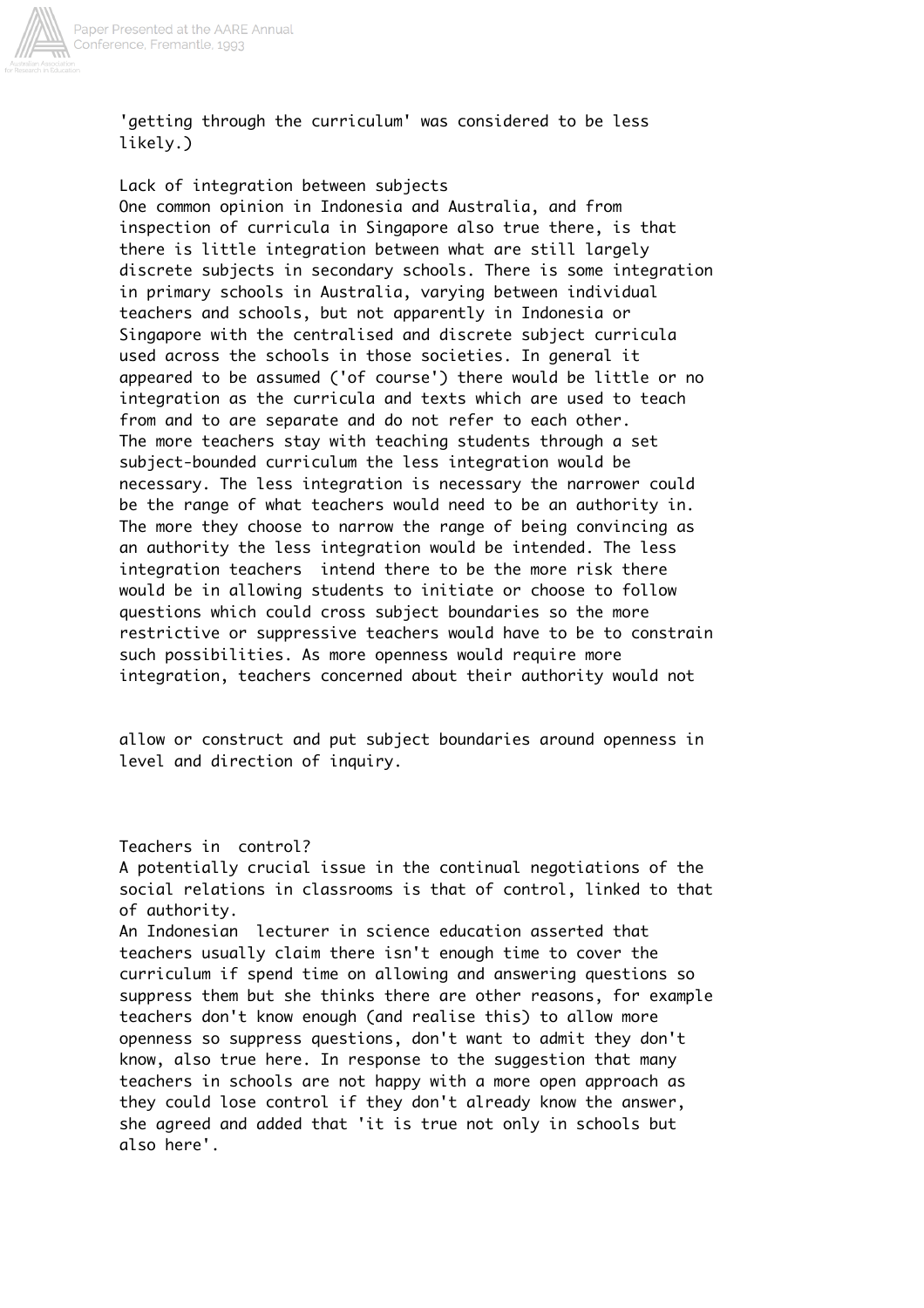'getting through the curriculum' was considered to be less likely.)

### Lack of integration between subjects

One common opinion in Indonesia and Australia, and from inspection of curricula in Singapore also true there, is that there is little integration between what are still largely discrete subjects in secondary schools. There is some integration in primary schools in Australia, varying between individual teachers and schools, but not apparently in Indonesia or Singapore with the centralised and discrete subject curricula used across the schools in those societies. In general it appeared to be assumed ('of course') there would be little or no integration as the curricula and texts which are used to teach from and to are separate and do not refer to each other.

The more teachers stay with teaching students through a set subject-bounded curriculum the less integration would be necessary. The less integration is necessary the narrower could be the range of what teachers would need to be an authority in. The more they choose to narrow the range of being convincing as an authority the less integration would be intended. The less integration teachers intend there to be the more risk there would be in allowing students to initiate or choose to follow questions which could cross subject boundaries so the more restrictive or suppressive teachers would have to be to constrain such possibilities. As more openness would require more integration, teachers concerned about their authority would not allow or construct and put subject boundaries around openness in level and direction of inquiry.

### Teachers in control?

A potentially crucial issue in the continual negotiations of the social relations in classrooms is that of control, linked to that of authority.

An Indonesian lecturer in science education asserted that teachers usually claim there isn't enough time to cover the curriculum if spend time on allowing and answering questions so suppress them but she thinks there are other reasons, for example teachers don't know enough (and realise this) to allow more openness so suppress questions, don't want to admit they don't know, also true here. In response to the suggestion that many teachers in schools are not happy with a more open approach as they could lose control if they don't already know the answer, she agreed and added that 'it is true not only in schools but also here'.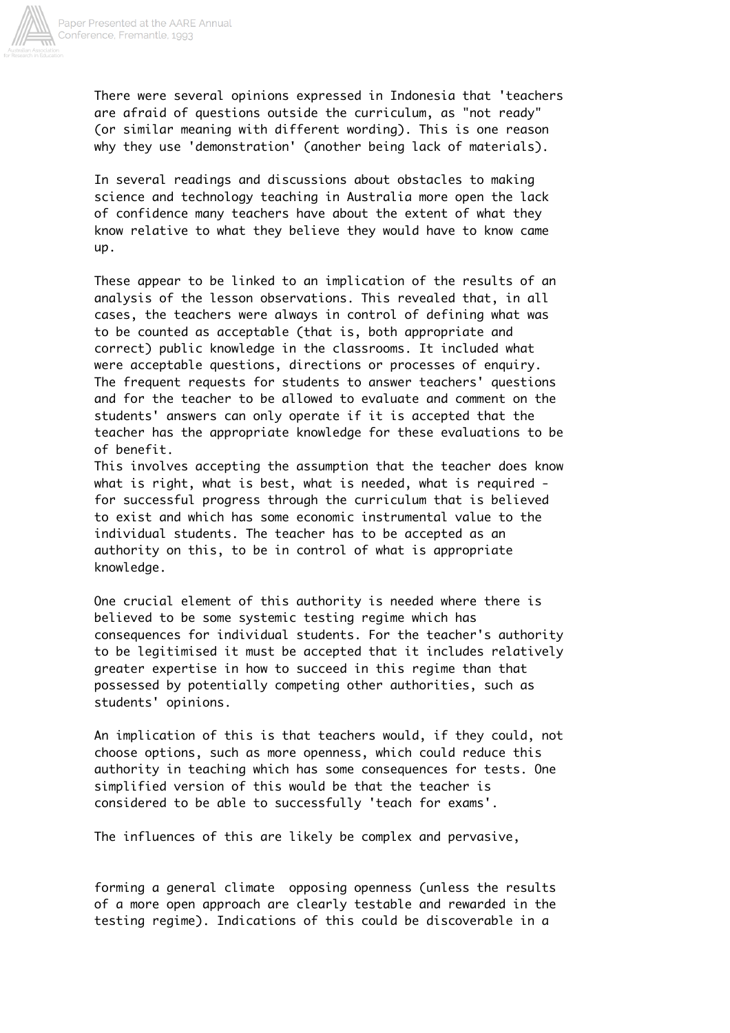There were several opinions expressed in Indonesia that 'teachers are afraid of questions outside the curriculum, as "not ready" (or similar meaning with different wording). This is one reason why they use 'demonstration' (another being lack of materials).

In several readings and discussions about obstacles to making science and technology teaching in Australia more open the lack of confidence many teachers have about the extent of what they know relative to what they believe they would have to know came up.

These appear to be linked to an implication of the results of an analysis of the lesson observations. This revealed that, in all cases, the teachers were always in control of defining what was to be counted as acceptable (that is, both appropriate and correct) public knowledge in the classrooms. It included what were acceptable questions, directions or processes of enquiry. The frequent requests for students to answer teachers' questions and for the teacher to be allowed to evaluate and comment on the students' answers can only operate if it is accepted that the teacher has the appropriate knowledge for these evaluations to be of benefit.
This involves accepting the assumption that the teacher does know what is right, what is best, what is needed, what is required - for successful progress through the curriculum that is believed to exist and which has some economic instrumental value to the individual students. The teacher has to be accepted as an authority on this, to be in control of what is appropriate knowledge.

One crucial element of this authority is needed where there is believed to be some systemic testing regime which has consequences for individual students. For the teacher's authority to be legitimised it must be accepted that it includes relatively greater expertise in how to succeed in this regime than that possessed by potentially competing other authorities, such as students' opinions.

An implication of this is that teachers would, if they could, not choose options, such as more openness, which could reduce this authority in teaching which has some consequences for tests. One simplified version of this would be that the teacher is considered to be able to successfully 'teach for exams'.

The influences of this are likely be complex and pervasive, forming a general climate opposing openness (unless the results of a more open approach are clearly testable and rewarded in the testing regime). Indications of this could be discoverable in a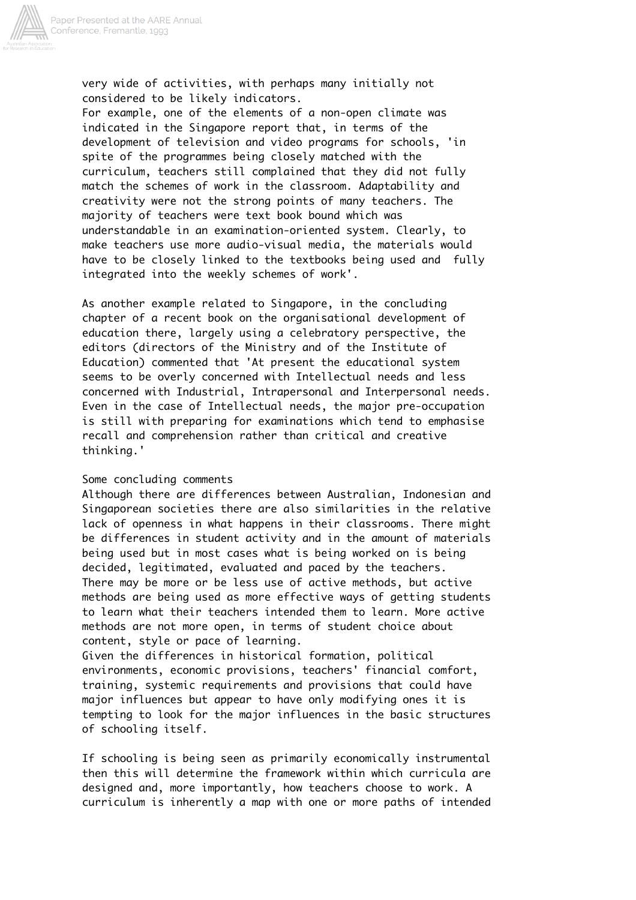very wide of activities, with perhaps many initially not considered to be likely indicators.

For example, one of the elements of a non-open climate was indicated in the Singapore report that, in terms of the development of television and video programs for schools, 'in spite of the programmes being closely matched with the curriculum, teachers still complained that they did not fully match the schemes of work in the classroom. Adaptability and creativity were not the strong points of many teachers. The majority of teachers were text book bound which was understandable in an examination-oriented system. Clearly, to make teachers use more audio-visual media, the materials would have to be closely linked to the textbooks being used and fully integrated into the weekly schemes of work'.

As another example related to Singapore, in the concluding chapter of a recent book on the organisational development of education there, largely using a celebratory perspective, the editors (directors of the Ministry and of the Institute of Education) commented that 'At present the educational system seems to be overly concerned with Intellectual needs and less concerned with Industrial, Intrapersonal and Interpersonal needs. Even in the case of Intellectual needs, the major pre-occupation is still with preparing for examinations which tend to emphasise recall and comprehension rather than critical and creative thinking.'

## Some concluding comments

Although there are differences between Australian, Indonesian and Singaporean societies there are also similarities in the relative lack of openness in what happens in their classrooms. There might be differences in student activity and in the amount of materials being used but in most cases what is being worked on is being decided, legitimated, evaluated and paced by the teachers.

There may be more or be less use of active methods, but active methods are being used as more effective ways of getting students to learn what their teachers intended them to learn. More active methods are not more open, in terms of student choice about content, style or pace of learning.

Given the differences in historical formation, political environments, economic provisions, teachers' financial comfort, training, systemic requirements and provisions that could have major influences but appear to have only modifying ones it is tempting to look for the major influences in the basic structures of schooling itself.

If schooling is being seen as primarily economically instrumental then this will determine the framework within which curricula are designed and, more importantly, how teachers choose to work. A curriculum is inherently a map with one or more paths of intended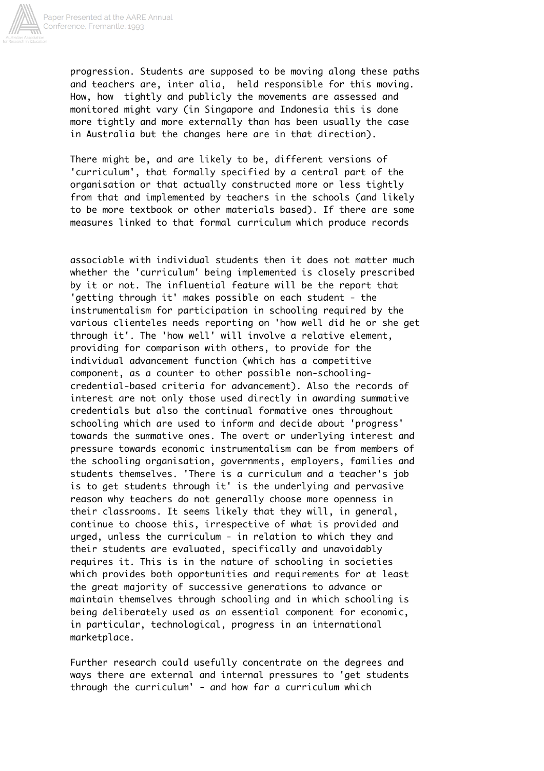progression. Students are supposed to be moving along these paths and teachers are, inter alia, held responsible for this moving. How, how tightly and publicly the movements are assessed and monitored might vary (in Singapore and Indonesia this is done more tightly and more externally than has been usually the case in Australia but the changes here are in that direction).

There might be, and are likely to be, different versions of 'curriculum', that formally specified by a central part of the organisation or that actually constructed more or less tightly from that and implemented by teachers in the schools (and likely to be more textbook or other materials based). If there are some measures linked to that formal curriculum which produce records associable with individual students then it does not matter much whether the 'curriculum' being implemented is closely prescribed by it or not. The influential feature will be the report that 'getting through it' makes possible on each student - the instrumentalism for participation in schooling required by the various clienteles needs reporting on 'how well did he or she get through it'. The 'how well' will involve a relative element, providing for comparison with others, to provide for the individual advancement function (which has a competitive component, as a counter to other possible non-schooling-credential-based criteria for advancement). Also the records of interest are not only those used directly in awarding summative credentials but also the continual formative ones throughout schooling which are used to inform and decide about 'progress' towards the summative ones. The overt or underlying interest and pressure towards economic instrumentalism can be from members of the schooling organisation, governments, employers, families and students themselves. 'There is a curriculum and a teacher's job is to get students through it' is the underlying and pervasive reason why teachers do not generally choose more openness in their classrooms. It seems likely that they will, in general, continue to choose this, irrespective of what is provided and urged, unless the curriculum - in relation to which they and their students are evaluated, specifically and unavoidably requires it. This is in the nature of schooling in societies which provides both opportunities and requirements for at least the great majority of successive generations to advance or maintain themselves through schooling and in which schooling is being deliberately used as an essential component for economic, in particular, technological, progress in an international marketplace.

Further research could usefully concentrate on the degrees and ways there are external and internal pressures to 'get students through the curriculum' - and how far a curriculum which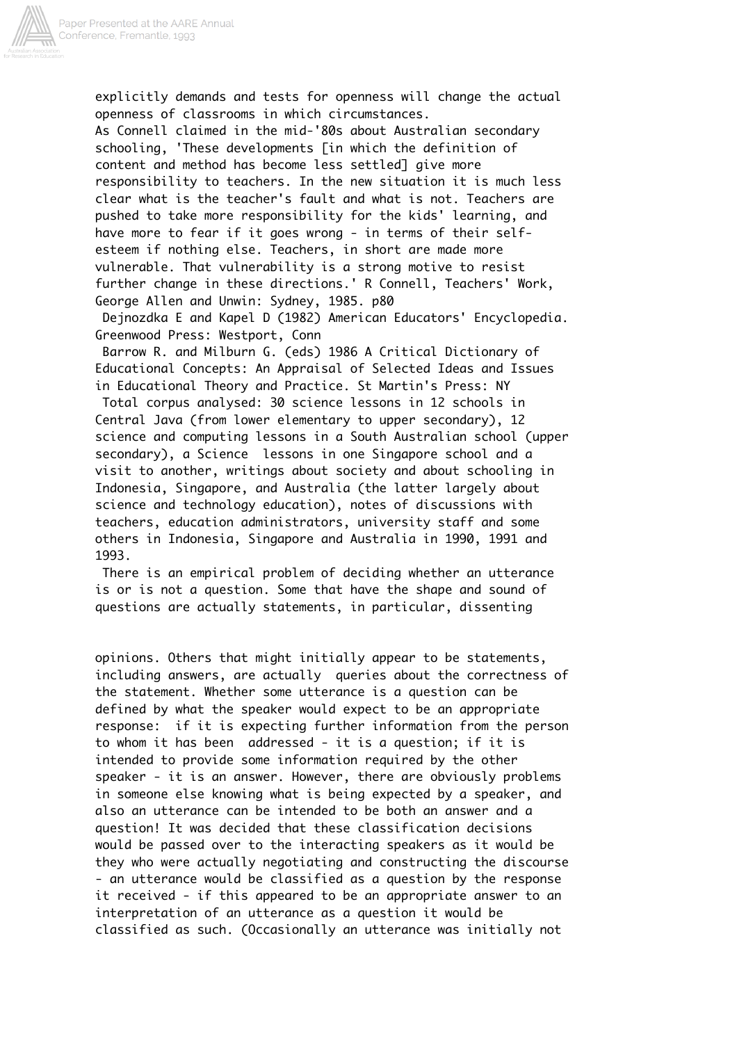explicitly demands and tests for openness will change the actual openness of classrooms in which circumstances.

As Connell claimed in the mid-'80s about Australian secondary schooling, 'These developments [in which the definition of content and method has become less settled] give more responsibility to teachers. In the new situation it is much less clear what is the teacher's fault and what is not. Teachers are pushed to take more responsibility for the kids' learning, and have more to fear if it goes wrong - in terms of their self-esteem if nothing else. Teachers, in short are made more vulnerable. That vulnerability is a strong motive to resist further change in these directions.' R Connell, Teachers' Work, George Allen and Unwin: Sydney, 1985. p80

Dejnozdka E and Kapel D (1982) American Educators' Encyclopedia. Greenwood Press: Westport, Conn

Barrow R. and Milburn G. (eds) 1986 A Critical Dictionary of Educational Concepts: An Appraisal of Selected Ideas and Issues in Educational Theory and Practice. St Martin's Press: NY

Total corpus analysed: 30 science lessons in 12 schools in Central Java (from lower elementary to upper secondary), 12 science and computing lessons in a South Australian school (upper secondary), a Science lessons in one Singapore school and a visit to another, writings about society and about schooling in Indonesia, Singapore, and Australia (the latter largely about science and technology education), notes of discussions with teachers, education administrators, university staff and some others in Indonesia, Singapore and Australia in 1990, 1991 and 1993.

There is an empirical problem of deciding whether an utterance is or is not a question. Some that have the shape and sound of questions are actually statements, in particular, dissenting opinions. Others that might initially appear to be statements, including answers, are actually queries about the correctness of the statement. Whether some utterance is a question can be defined by what the speaker would expect to be an appropriate response: if it is expecting further information from the person to whom it has been addressed - it is a question; if it is intended to provide some information required by the other speaker - it is an answer. However, there are obviously problems in someone else knowing what is being expected by a speaker, and also an utterance can be intended to be both an answer and a question! It was decided that these classification decisions would be passed over to the interacting speakers as it would be they who were actually negotiating and constructing the discourse - an utterance would be classified as a question by the response it received - if this appeared to be an appropriate answer to an interpretation of an utterance as a question it would be classified as such. (Occasionally an utterance was initially not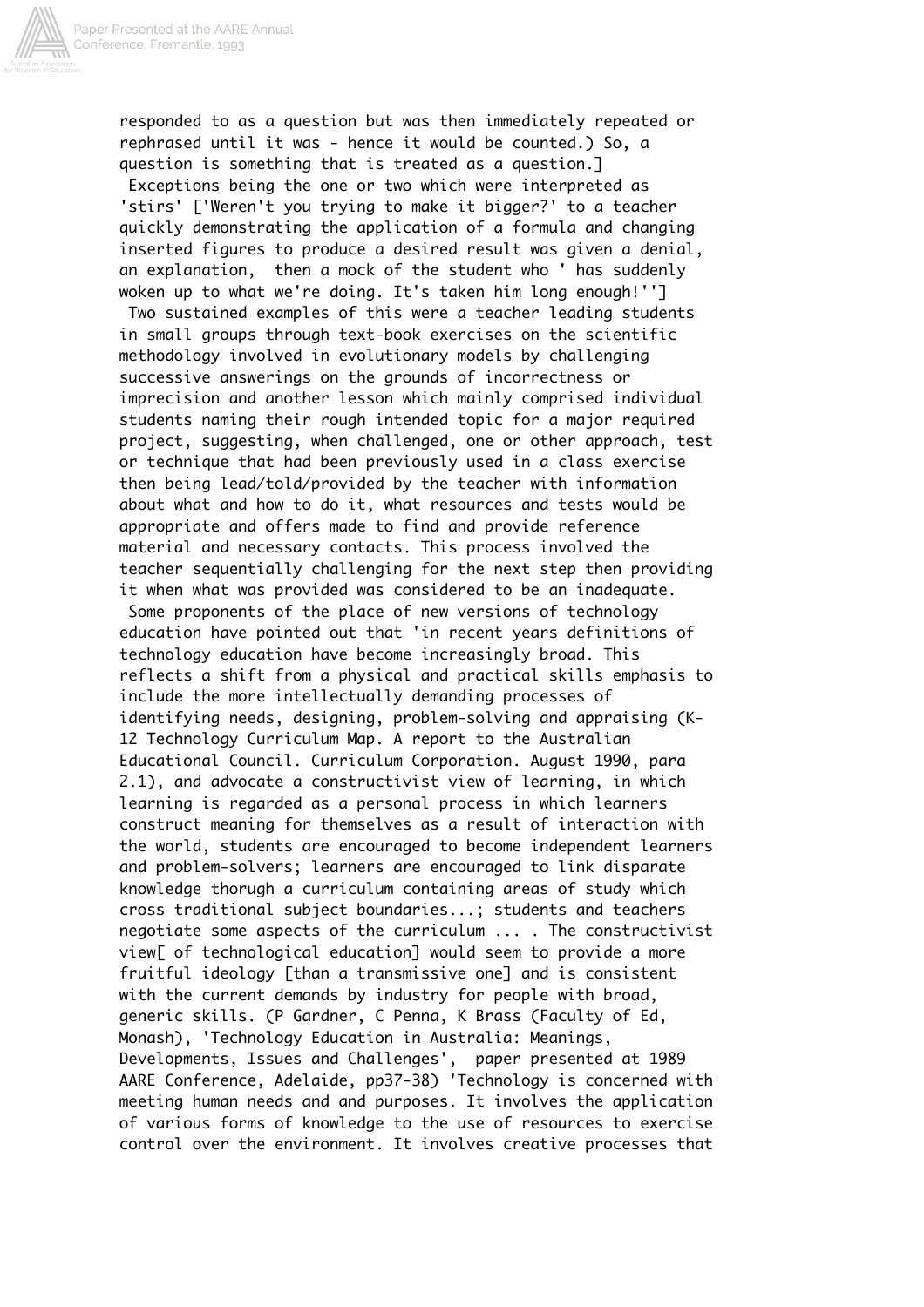responded to as a question but was then immediately repeated or rephrased until it was - hence it would be counted.) So, a question is something that is treated as a question.]

Exceptions being the one or two which were interpreted as 'stirs' ['Weren't you trying to make it bigger?' to a teacher quickly demonstrating the application of a formula and changing inserted figures to produce a desired result was given a denial, an explanation, then a mock of the student who ' has suddenly woken up to what we're doing. It's taken him long enough!'']

Two sustained examples of this were a teacher leading students in small groups through text-book exercises on the scientific methodology involved in evolutionary models by challenging successive answerings on the grounds of incorrectness or imprecision and another lesson which mainly comprised individual students naming their rough intended topic for a major required project, suggesting, when challenged, one or other approach, test or technique that had been previously used in a class exercise then being lead/told/provided by the teacher with information about what and how to do it, what resources and tests would be appropriate and offers made to find and provide reference material and necessary contacts. This process involved the teacher sequentially challenging for the next step then providing it when what was provided was considered to be an inadequate.

Some proponents of the place of new versions of technology education have pointed out that 'in recent years definitions of technology education have become increasingly broad. This reflects a shift from a physical and practical skills emphasis to include the more intellectually demanding processes of identifying needs, designing, problem-solving and appraising (K-12 Technology Curriculum Map. A report to the Australian Educational Council. Curriculum Corporation. August 1990, para 2.1), and advocate a constructivist view of learning, in which learning is regarded as a personal process in which learners construct meaning for themselves as a result of interaction with the world, students are encouraged to become independent learners and problem-solvers; learners are encouraged to link disparate knowledge thorugh a curriculum containing areas of study which cross traditional subject boundaries...; students and teachers negotiate some aspects of the curriculum ... . The constructivist view[ of technological education] would seem to provide a more fruitful ideology [than a transmissive one] and is consistent with the current demands by industry for people with broad, generic skills. (P Gardner, C Penna, K Brass (Faculty of Ed, Monash), 'Technology Education in Australia: Meanings, Developments, Issues and Challenges', paper presented at 1989 AARE Conference, Adelaide, pp37-38) 'Technology is concerned with meeting human needs and and purposes. It involves the application of various forms of knowledge to the use of resources to exercise control over the environment. It involves creative processes that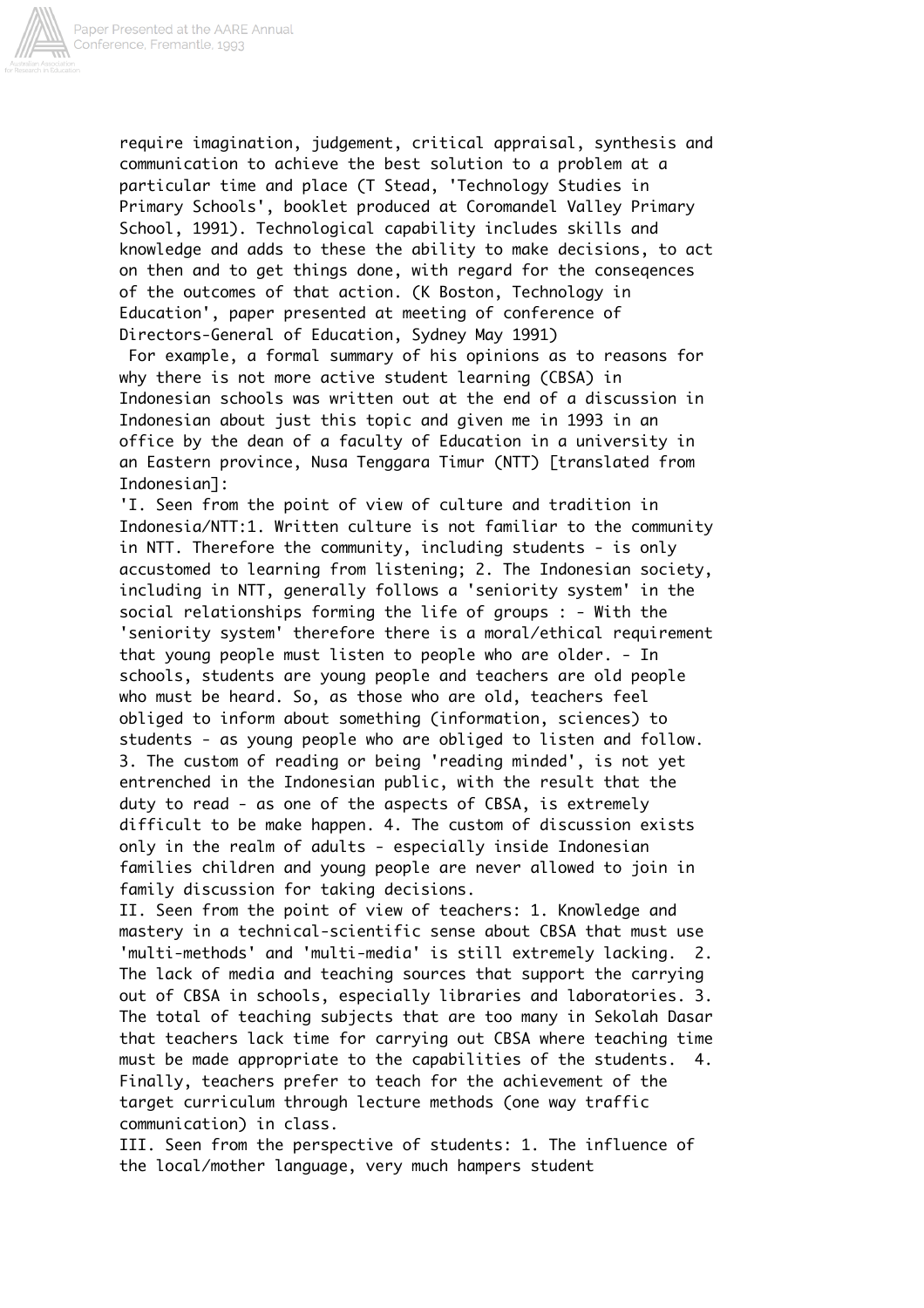require imagination, judgement, critical appraisal, synthesis and communication to achieve the best solution to a problem at a particular time and place (T Stead, 'Technology Studies in Primary Schools', booklet produced at Coromandel Valley Primary School, 1991). Technological capability includes skills and knowledge and adds to these the ability to make decisions, to act on then and to get things done, with regard for the conseqences of the outcomes of that action. (K Boston, Technology in Education', paper presented at meeting of conference of Directors-General of Education, Sydney May 1991)

For example, a formal summary of his opinions as to reasons for why there is not more active student learning (CBSA) in Indonesian schools was written out at the end of a discussion in Indonesian about just this topic and given me in 1993 in an office by the dean of a faculty of Education in a university in an Eastern province, Nusa Tenggara Timur (NTT) [translated from Indonesian]:

'I. Seen from the point of view of culture and tradition in Indonesia/NTT:1. Written culture is not familiar to the community in NTT. Therefore the community, including students - is only accustomed to learning from listening; 2. The Indonesian society, including in NTT, generally follows a 'seniority system' in the social relationships forming the life of groups : - With the 'seniority system' therefore there is a moral/ethical requirement that young people must listen to people who are older. - In schools, students are young people and teachers are old people who must be heard. So, as those who are old, teachers feel obliged to inform about something (information, sciences) to students - as young people who are obliged to listen and follow. 3. The custom of reading or being 'reading minded', is not yet entrenched in the Indonesian public, with the result that the duty to read - as one of the aspects of CBSA, is extremely difficult to be make happen. 4. The custom of discussion exists only in the realm of adults - especially inside Indonesian families children and young people are never allowed to join in family discussion for taking decisions.

II. Seen from the point of view of teachers: 1. Knowledge and mastery in a technical-scientific sense about CBSA that must use 'multi-methods' and 'multi-media' is still extremely lacking. 2. The lack of media and teaching sources that support the carrying out of CBSA in schools, especially libraries and laboratories. 3. The total of teaching subjects that are too many in Sekolah Dasar that teachers lack time for carrying out CBSA where teaching time must be made appropriate to the capabilities of the students. 4. Finally, teachers prefer to teach for the achievement of the target curriculum through lecture methods (one way traffic communication) in class.

III. Seen from the perspective of students: 1. The influence of the local/mother language, very much hampers student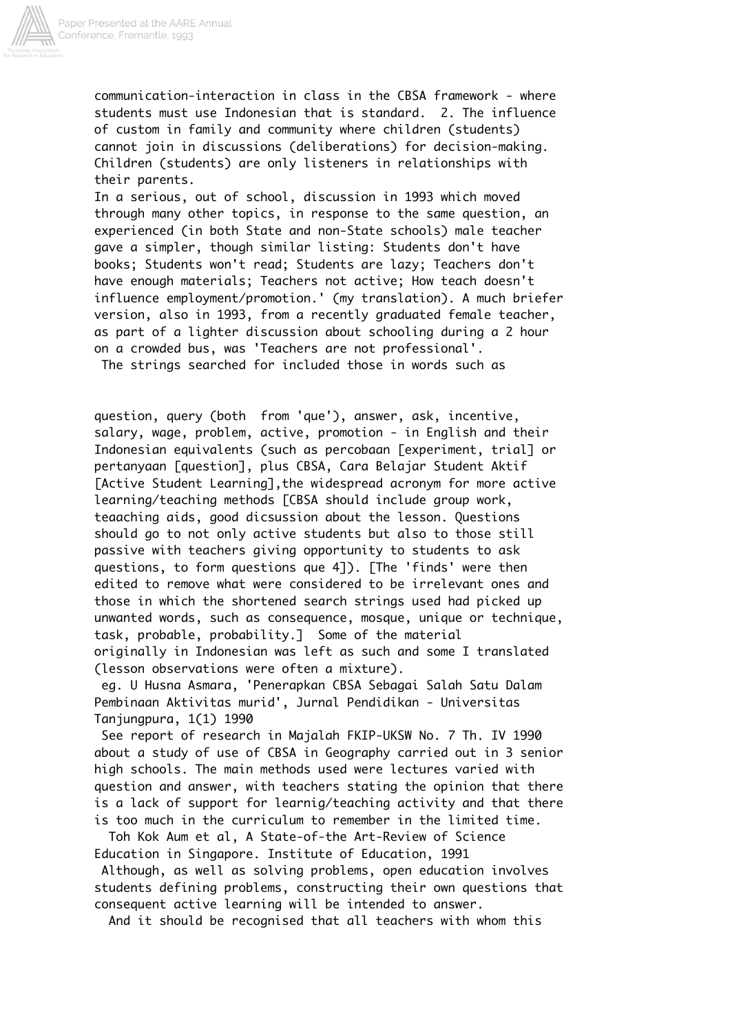communication-interaction in class in the CBSA framework - where students must use Indonesian that is standard. 2. The influence of custom in family and community where children (students) cannot join in discussions (deliberations) for decision-making. Children (students) are only listeners in relationships with their parents.

In a serious, out of school, discussion in 1993 which moved through many other topics, in response to the same question, an experienced (in both State and non-State schools) male teacher gave a simpler, though similar listing: Students don't have books; Students won't read; Students are lazy; Teachers don't have enough materials; Teachers not active; How teach doesn't influence employment/promotion.' (my translation). A much briefer version, also in 1993, from a recently graduated female teacher, as part of a lighter discussion about schooling during a 2 hour on a crowded bus, was 'Teachers are not professional'.

The strings searched for included those in words such as

question, query (both from 'que'), answer, ask, incentive, salary, wage, problem, active, promotion - in English and their Indonesian equivalents (such as percobaan [experiment, trial] or pertanyaan [question], plus CBSA, Cara Belajar Student Aktif [Active Student Learning],the widespread acronym for more active learning/teaching methods [CBSA should include group work, teaaching aids, good dicsussion about the lesson. Questions should go to not only active students but also to those still passive with teachers giving opportunity to students to ask questions, to form questions que 4]). [The 'finds' were then edited to remove what were considered to be irrelevant ones and those in which the shortened search strings used had picked up unwanted words, such as consequence, mosque, unique or technique, task, probable, probability.] Some of the material originally in Indonesian was left as such and some I translated (lesson observations were often a mixture).

eg. U Husna Asmara, 'Penerapkan CBSA Sebagai Salah Satu Dalam Pembinaan Aktivitas murid', Jurnal Pendidikan - Universitas Tanjungpura, 1(1) 1990

See report of research in Majalah FKIP-UKSW No. 7 Th. IV 1990 about a study of use of CBSA in Geography carried out in 3 senior high schools. The main methods used were lectures varied with question and answer, with teachers stating the opinion that there is a lack of support for learnig/teaching activity and that there is too much in the curriculum to remember in the limited time.

Toh Kok Aum et al, A State-of-the-Art-Review of Science Education in Singapore. Institute of Education, 1991

Although, as well as solving problems, open education involves students defining problems, constructing their own questions that consequent active learning will be intended to answer.

And it should be recognised that all teachers with whom this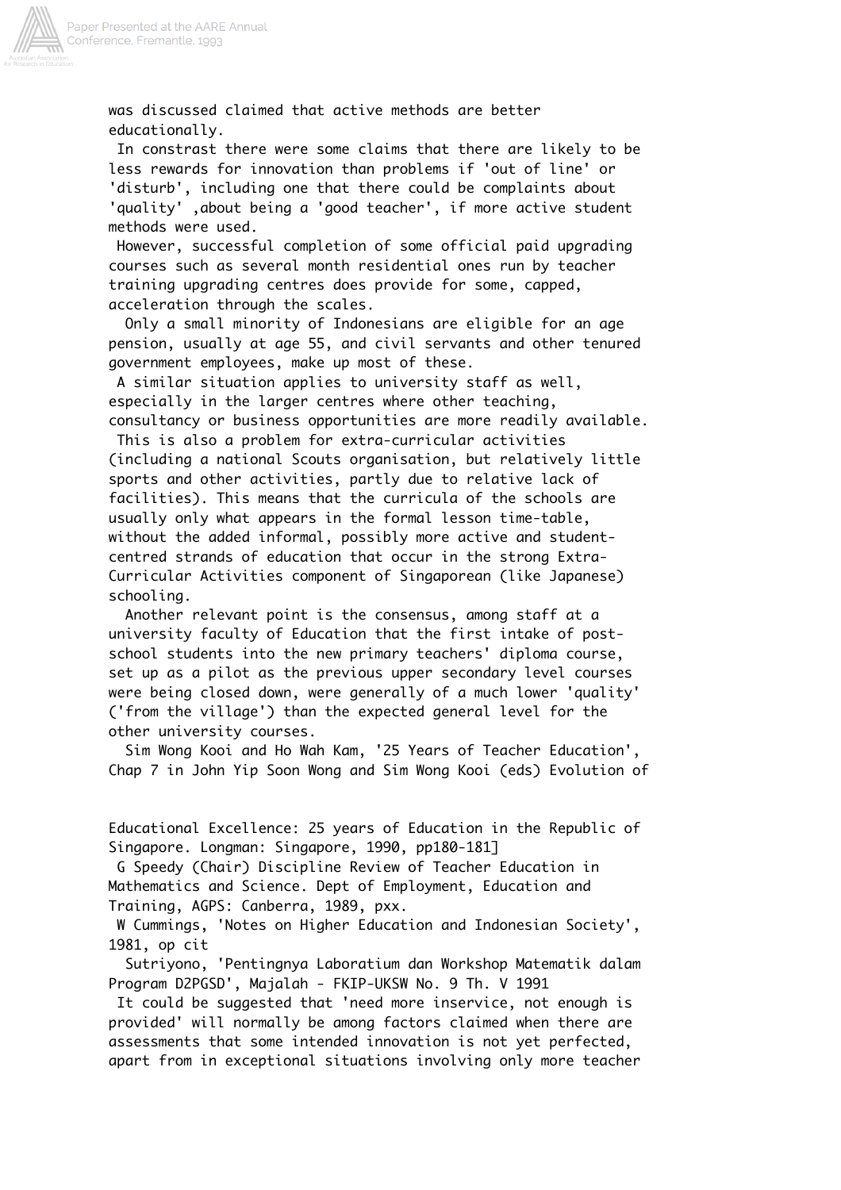was discussed claimed that active methods are better educationally.

In constrast there were some claims that there are likely to be less rewards for innovation than problems if 'out of line' or 'disturb', including one that there could be complaints about 'quality' ,about being a 'good teacher', if more active student methods were used.

However, successful completion of some official paid upgrading courses such as several month residential ones run by teacher training upgrading centres does provide for some, capped, acceleration through the scales.

Only a small minority of Indonesians are eligible for an age pension, usually at age 55, and civil servants and other tenured government employees, make up most of these.

A similar situation applies to university staff as well, especially in the larger centres where other teaching, consultancy or business opportunities are more readily available.

This is also a problem for extra-curricular activities (including a national Scouts organisation, but relatively little sports and other activities, partly due to relative lack of facilities). This means that the curricula of the schools are usually only what appears in the formal lesson time-table, without the added informal, possibly more active and student-centred strands of education that occur in the strong Extra-Curricular Activities component of Singaporean (like Japanese) schooling.

Another relevant point is the consensus, among staff at a university faculty of Education that the first intake of post-school students into the new primary teachers' diploma course, set up as a pilot as the previous upper secondary level courses were being closed down, were generally of a much lower 'quality' ('from the village') than the expected general level for the other university courses.

Sim Wong Kooi and Ho Wah Kam, '25 Years of Teacher Education', Chap 7 in John Yip Soon Wong and Sim Wong Kooi (eds) Evolution of Educational Excellence: 25 years of Education in the Republic of Singapore. Longman: Singapore, 1990, pp180-181]

G Speedy (Chair) Discipline Review of Teacher Education in Mathematics and Science. Dept of Employment, Education and Training, AGPS: Canberra, 1989, pxx.

W Cummings, 'Notes on Higher Education and Indonesian Society', 1981, op cit

Sutriyono, 'Pentingnya Laboratium dan Workshop Matematik dalam Program D2PGSD', Majalah - FKIP-UKSW No. 9 Th. V 1991

It could be suggested that 'need more inservice, not enough is provided' will normally be among factors claimed when there are assessments that some intended innovation is not yet perfected, apart from in exceptional situations involving only more teacher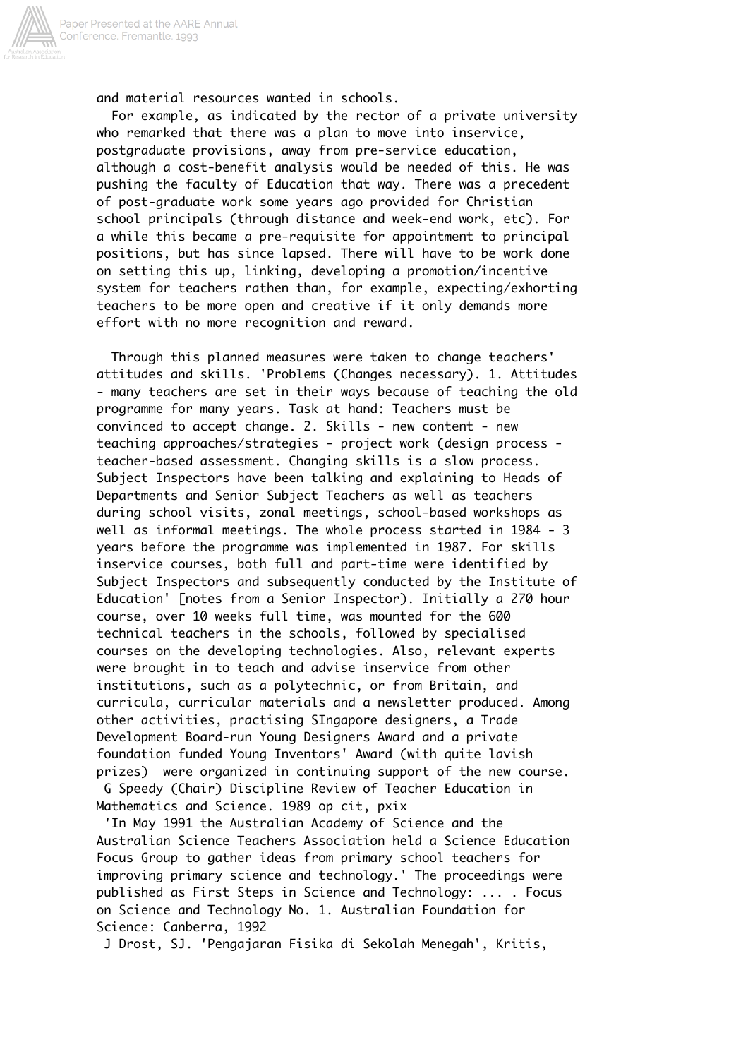and material resources wanted in schools.

For example, as indicated by the rector of a private university who remarked that there was a plan to move into inservice, postgraduate provisions, away from pre-service education, although a cost-benefit analysis would be needed of this. He was pushing the faculty of Education that way. There was a precedent of post-graduate work some years ago provided for Christian school principals (through distance and week-end work, etc). For a while this became a pre-requisite for appointment to principal positions, but has since lapsed. There will have to be work done on setting this up, linking, developing a promotion/incentive system for teachers rathen than, for example, expecting/exhorting teachers to be more open and creative if it only demands more effort with no more recognition and reward.

Through this planned measures were taken to change teachers' attitudes and skills. 'Problems (Changes necessary). 1. Attitudes - many teachers are set in their ways because of teaching the old programme for many years. Task at hand: Teachers must be convinced to accept change. 2. Skills - new content - new teaching approaches/strategies - project work (design process - teacher-based assessment. Changing skills is a slow process. Subject Inspectors have been talking and explaining to Heads of Departments and Senior Subject Teachers as well as teachers during school visits, zonal meetings, school-based workshops as well as informal meetings. The whole process started in 1984 - 3 years before the programme was implemented in 1987. For skills inservice courses, both full and part-time were identified by Subject Inspectors and subsequently conducted by the Institute of Education' [notes from a Senior Inspector). Initially a 270 hour course, over 10 weeks full time, was mounted for the 600 technical teachers in the schools, followed by specialised courses on the developing technologies. Also, relevant experts were brought in to teach and advise inservice from other institutions, such as a polytechnic, or from Britain, and curricula, curricular materials and a newsletter produced. Among other activities, practising SIngapore designers, a Trade Development Board-run Young Designers Award and a private foundation funded Young Inventors' Award (with quite lavish prizes) were organized in continuing support of the new course.

G Speedy (Chair) Discipline Review of Teacher Education in Mathematics and Science. 1989 op cit, pxix

'In May 1991 the Australian Academy of Science and the Australian Science Teachers Association held a Science Education Focus Group to gather ideas from primary school teachers for improving primary science and technology.' The proceedings were published as First Steps in Science and Technology: ... . Focus on Science and Technology No. 1. Australian Foundation for Science: Canberra, 1992

J Drost, SJ. 'Pengajaran Fisika di Sekolah Menegah', Kritis,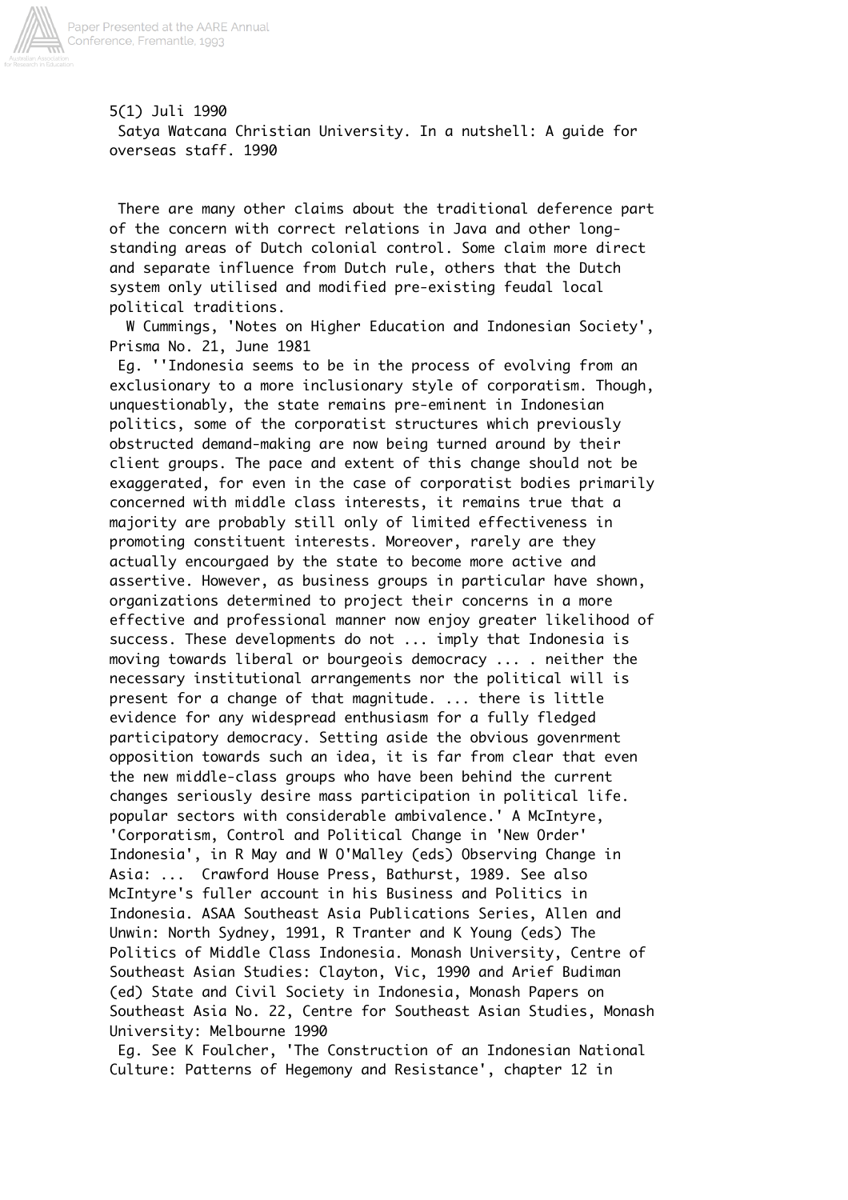5(1) Juli 1990
Satya Watcana Christian University. In a nutshell: A guide for overseas staff. 1990

There are many other claims about the traditional deference part of the concern with correct relations in Java and other long-standing areas of Dutch colonial control. Some claim more direct and separate influence from Dutch rule, others that the Dutch system only utilised and modified pre-existing feudal local political traditions.

W Cummings, 'Notes on Higher Education and Indonesian Society', Prisma No. 21, June 1981

Eg. ''Indonesia seems to be in the process of evolving from an exclusionary to a more inclusionary style of corporatism. Though, unquestionably, the state remains pre-eminent in Indonesian politics, some of the corporatist structures which previously obstructed demand-making are now being turned around by their client groups. The pace and extent of this change should not be exaggerated, for even in the case of corporatist bodies primarily concerned with middle class interests, it remains true that a majority are probably still only of limited effectiveness in promoting constituent interests. Moreover, rarely are they actually encourgaed by the state to become more active and assertive. However, as business groups in particular have shown, organizations determined to project their concerns in a more effective and professional manner now enjoy greater likelihood of success. These developments do not ... imply that Indonesia is moving towards liberal or bourgeois democracy ... . neither the necessary institutional arrangements nor the political will is present for a change of that magnitude. ... there is little evidence for any widespread enthusiasm for a fully fledged participatory democracy. Setting aside the obvious govenrment opposition towards such an idea, it is far from clear that even the new middle-class groups who have been behind the current changes seriously desire mass participation in political life. popular sectors with considerable ambivalence.' A McIntyre, 'Corporatism, Control and Political Change in 'New Order' Indonesia', in R May and W O'Malley (eds) Observing Change in Asia: ... Crawford House Press, Bathurst, 1989. See also McIntyre's fuller account in his Business and Politics in Indonesia. ASAA Southeast Asia Publications Series, Allen and Unwin: North Sydney, 1991, R Tranter and K Young (eds) The Politics of Middle Class Indonesia. Monash University, Centre of Southeast Asian Studies: Clayton, Vic, 1990 and Arief Budiman (ed) State and Civil Society in Indonesia, Monash Papers on Southeast Asia No. 22, Centre for Southeast Asian Studies, Monash University: Melbourne 1990

Eg. See K Foulcher, 'The Construction of an Indonesian National Culture: Patterns of Hegemony and Resistance', chapter 12 in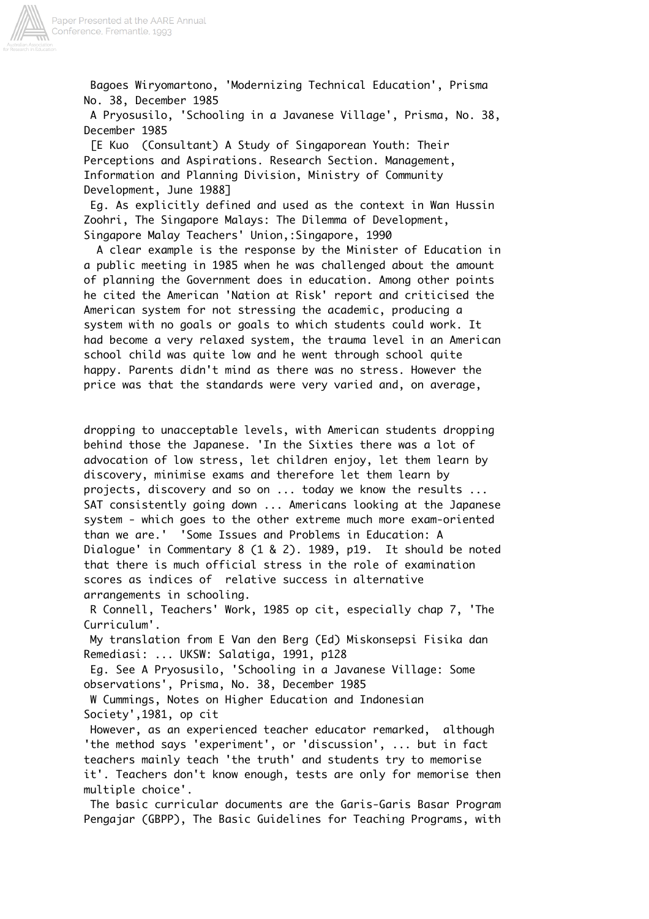Bagoes Wiryomartono, 'Modernizing Technical Education', Prisma No. 38, December 1985

A Pryosusilo, 'Schooling in a Javanese Village', Prisma, No. 38, December 1985

[E Kuo (Consultant) A Study of Singaporean Youth: Their Perceptions and Aspirations. Research Section. Management, Information and Planning Division, Ministry of Community Development, June 1988]

Eg. As explicitly defined and used as the context in Wan Hussin Zoohri, The Singapore Malays: The Dilemma of Development, Singapore Malay Teachers' Union,:Singapore, 1990

A clear example is the response by the Minister of Education in a public meeting in 1985 when he was challenged about the amount of planning the Government does in education. Among other points he cited the American 'Nation at Risk' report and criticised the American system for not stressing the academic, producing a system with no goals or goals to which students could work. It had become a very relaxed system, the trauma level in an American school child was quite low and he went through school quite happy. Parents didn't mind as there was no stress. However the price was that the standards were very varied and, on average, dropping to unacceptable levels, with American students dropping behind those the Japanese. 'In the Sixties there was a lot of advocation of low stress, let children enjoy, let them learn by discovery, minimise exams and therefore let them learn by projects, discovery and so on ... today we know the results ... SAT consistently going down ... Americans looking at the Japanese system - which goes to the other extreme much more exam-oriented than we are.' 'Some Issues and Problems in Education: A Dialogue' in Commentary 8 (1 & 2). 1989, p19. It should be noted that there is much official stress in the role of examination scores as indices of relative success in alternative arrangements in schooling.

R Connell, Teachers' Work, 1985 op cit, especially chap 7, 'The Curriculum'.

My translation from E Van den Berg (Ed) Miskonsepsi Fisika dan Remediasi: ... UKSW: Salatiga, 1991, p128

Eg. See A Pryosusilo, 'Schooling in a Javanese Village: Some observations', Prisma, No. 38, December 1985

W Cummings, Notes on Higher Education and Indonesian Society',1981, op cit

However, as an experienced teacher educator remarked, although 'the method says 'experiment', or 'discussion', ... but in fact teachers mainly teach 'the truth' and students try to memorise it'. Teachers don't know enough, tests are only for memorise then multiple choice'.

The basic curricular documents are the Garis-Garis Basar Program Pengajar (GBPP), The Basic Guidelines for Teaching Programs, with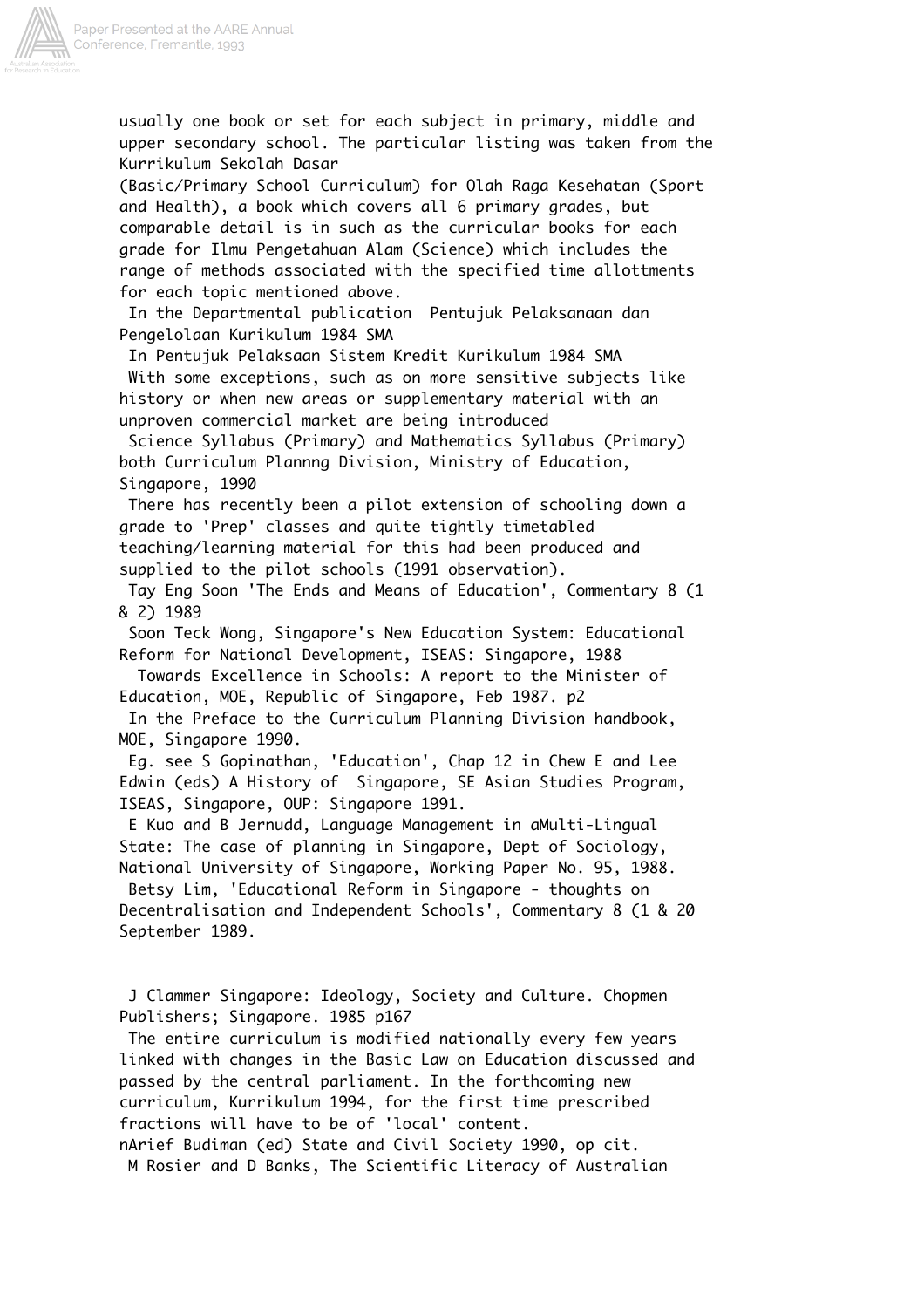usually one book or set for each subject in primary, middle and upper secondary school. The particular listing was taken from the Kurrikulum Sekolah Dasar
(Basic/Primary School Curriculum) for Olah Raga Kesehatan (Sport and Health), a book which covers all 6 primary grades, but comparable detail is in such as the curricular books for each grade for Ilmu Pengetahuan Alam (Science) which includes the range of methods associated with the specified time allottments for each topic mentioned above.

In the Departmental publication Pentujuk Pelaksanaan dan Pengelolaan Kurikulum 1984 SMA

In Pentujuk Pelaksaan Sistem Kredit Kurikulum 1984 SMA

With some exceptions, such as on more sensitive subjects like history or when new areas or supplementary material with an unproven commercial market are being introduced

Science Syllabus (Primary) and Mathematics Syllabus (Primary) both Curriculum Plannng Division, Ministry of Education, Singapore, 1990

There has recently been a pilot extension of schooling down a grade to 'Prep' classes and quite tightly timetabled teaching/learning material for this had been produced and supplied to the pilot schools (1991 observation).

Tay Eng Soon 'The Ends and Means of Education', Commentary 8 (1 & 2) 1989

Soon Teck Wong, Singapore's New Education System: Educational Reform for National Development, ISEAS: Singapore, 1988

Towards Excellence in Schools: A report to the Minister of Education, MOE, Republic of Singapore, Feb 1987. p2

In the Preface to the Curriculum Planning Division handbook, MOE, Singapore 1990.

Eg. see S Gopinathan, 'Education', Chap 12 in Chew E and Lee Edwin (eds) A History of Singapore, SE Asian Studies Program, ISEAS, Singapore, OUP: Singapore 1991.

E Kuo and B Jernudd, Language Management in aMulti-Lingual State: The case of planning in Singapore, Dept of Sociology, National University of Singapore, Working Paper No. 95, 1988.

Betsy Lim, 'Educational Reform in Singapore - thoughts on Decentralisation and Independent Schools', Commentary 8 (1 & 20 September 1989.

J Clammer Singapore: Ideology, Society and Culture. Chopmen Publishers; Singapore. 1985 p167

The entire curriculum is modified nationally every few years linked with changes in the Basic Law on Education discussed and passed by the central parliament. In the forthcoming new curriculum, Kurrikulum 1994, for the first time prescribed fractions will have to be of 'local' content.

nArief Budiman (ed) State and Civil Society 1990, op cit.

M Rosier and D Banks, The Scientific Literacy of Australian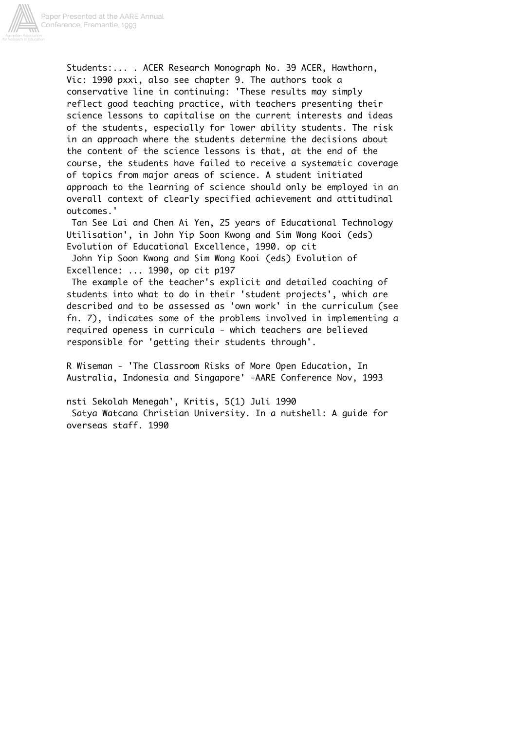Students:... . ACER Research Monograph No. 39 ACER, Hawthorn, Vic: 1990 pxxi, also see chapter 9. The authors took a conservative line in continuing: 'These results may simply reflect good teaching practice, with teachers presenting their science lessons to capitalise on the current interests and ideas of the students, especially for lower ability students. The risk in an approach where the students determine the decisions about the content of the science lessons is that, at the end of the course, the students have failed to receive a systematic coverage of topics from major areas of science. A student initiated approach to the learning of science should only be employed in an overall context of clearly specified achievement and attitudinal outcomes.'

Tan See Lai and Chen Ai Yen, 25 years of Educational Technology Utilisation', in John Yip Soon Kwong and Sim Wong Kooi (eds) Evolution of Educational Excellence, 1990. op cit

John Yip Soon Kwong and Sim Wong Kooi (eds) Evolution of Excellence: ... 1990, op cit p197

The example of the teacher's explicit and detailed coaching of students into what to do in their 'student projects', which are described and to be assessed as 'own work' in the curriculum (see fn. 7), indicates some of the problems involved in implementing a required openess in curricula - which teachers are believed responsible for 'getting their students through'.

R Wiseman - 'The Classroom Risks of More Open Education, In Australia, Indonesia and Singapore' -AARE Conference Nov, 1993

nsti Sekolah Menegah', Kritis, 5(1) Juli 1990

Satya Watcana Christian University. In a nutshell: A guide for overseas staff. 1990